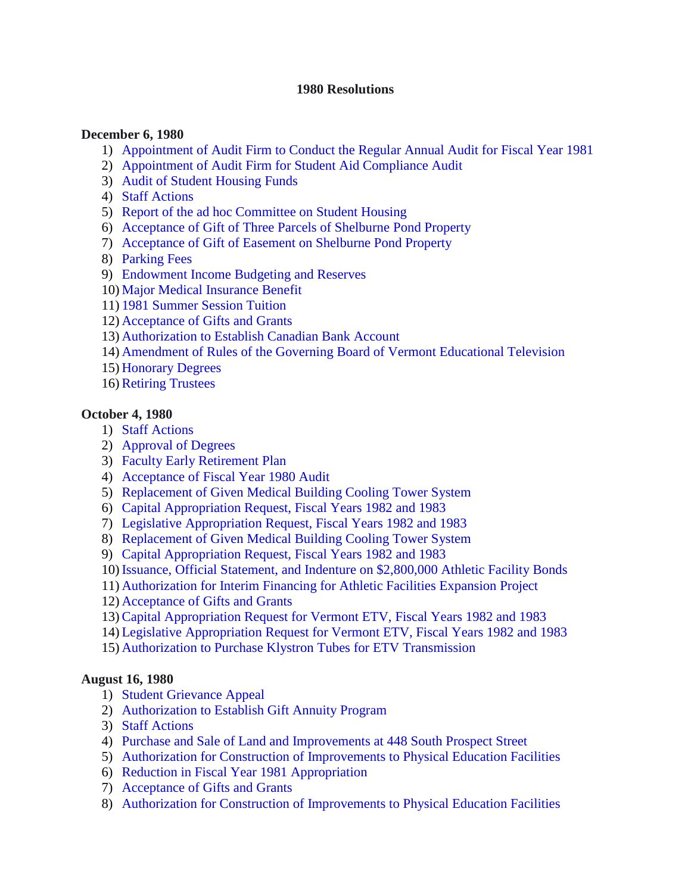# 1980 Resolutions

**December 6, 1980**

1) Appointment of Audit Firm to Conduct the Regular Annual Audit for Fiscal Year 1981
2) Appointment of Audit Firm for Student Aid Compliance Audit
3) Audit of Student Housing Funds
4) Staff Actions
5) Report of the ad hoc Committee on Student Housing
6) Acceptance of Gift of Three Parcels of Shelburne Pond Property
7) Acceptance of Gift of Easement on Shelburne Pond Property
8) Parking Fees
9) Endowment Income Budgeting and Reserves
10) Major Medical Insurance Benefit
11) 1981 Summer Session Tuition
12) Acceptance of Gifts and Grants
13) Authorization to Establish Canadian Bank Account
14) Amendment of Rules of the Governing Board of Vermont Educational Television
15) Honorary Degrees
16) Retiring Trustees

**October 4, 1980**

1) Staff Actions
2) Approval of Degrees
3) Faculty Early Retirement Plan
4) Acceptance of Fiscal Year 1980 Audit
5) Replacement of Given Medical Building Cooling Tower System
6) Capital Appropriation Request, Fiscal Years 1982 and 1983
7) Legislative Appropriation Request, Fiscal Years 1982 and 1983
8) Replacement of Given Medical Building Cooling Tower System
9) Capital Appropriation Request, Fiscal Years 1982 and 1983
10) Issuance, Official Statement, and Indenture on $2,800,000 Athletic Facility Bonds
11) Authorization for Interim Financing for Athletic Facilities Expansion Project
12) Acceptance of Gifts and Grants
13) Capital Appropriation Request for Vermont ETV, Fiscal Years 1982 and 1983
14) Legislative Appropriation Request for Vermont ETV, Fiscal Years 1982 and 1983
15) Authorization to Purchase Klystron Tubes for ETV Transmission

**August 16, 1980**

1) Student Grievance Appeal
2) Authorization to Establish Gift Annuity Program
3) Staff Actions
4) Purchase and Sale of Land and Improvements at 448 South Prospect Street
5) Authorization for Construction of Improvements to Physical Education Facilities
6) Reduction in Fiscal Year 1981 Appropriation
7) Acceptance of Gifts and Grants
8) Authorization for Construction of Improvements to Physical Education Facilities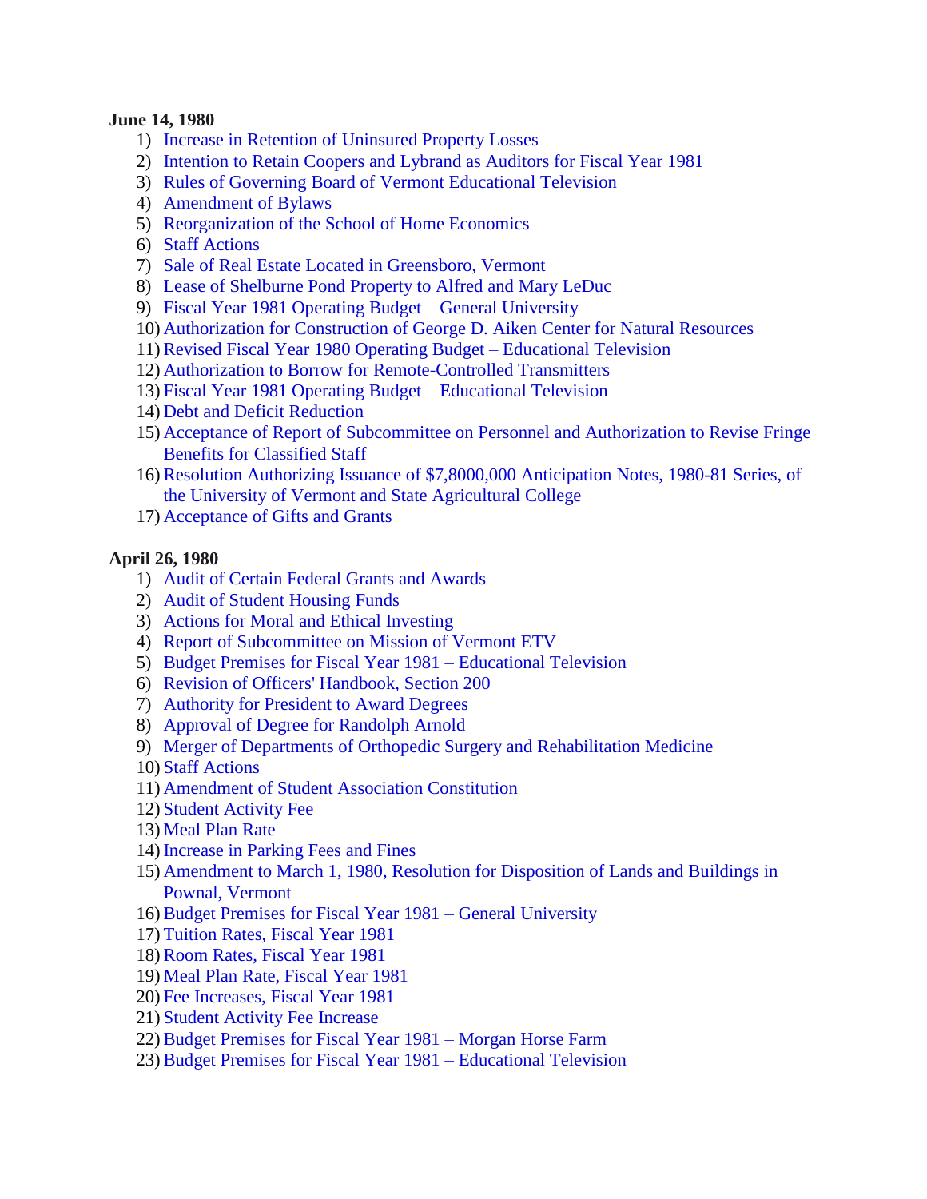**June 14, 1980**

1) Increase in Retention of Uninsured Property Losses
2) Intention to Retain Coopers and Lybrand as Auditors for Fiscal Year 1981
3) Rules of Governing Board of Vermont Educational Television
4) Amendment of Bylaws
5) Reorganization of the School of Home Economics
6) Staff Actions
7) Sale of Real Estate Located in Greensboro, Vermont
8) Lease of Shelburne Pond Property to Alfred and Mary LeDuc
9) Fiscal Year 1981 Operating Budget – General University
10) Authorization for Construction of George D. Aiken Center for Natural Resources
11) Revised Fiscal Year 1980 Operating Budget – Educational Television
12) Authorization to Borrow for Remote-Controlled Transmitters
13) Fiscal Year 1981 Operating Budget – Educational Television
14) Debt and Deficit Reduction
15) Acceptance of Report of Subcommittee on Personnel and Authorization to Revise Fringe Benefits for Classified Staff
16) Resolution Authorizing Issuance of $7,8000,000 Anticipation Notes, 1980-81 Series, of the University of Vermont and State Agricultural College
17) Acceptance of Gifts and Grants

**April 26, 1980**

1) Audit of Certain Federal Grants and Awards
2) Audit of Student Housing Funds
3) Actions for Moral and Ethical Investing
4) Report of Subcommittee on Mission of Vermont ETV
5) Budget Premises for Fiscal Year 1981 – Educational Television
6) Revision of Officers' Handbook, Section 200
7) Authority for President to Award Degrees
8) Approval of Degree for Randolph Arnold
9) Merger of Departments of Orthopedic Surgery and Rehabilitation Medicine
10) Staff Actions
11) Amendment of Student Association Constitution
12) Student Activity Fee
13) Meal Plan Rate
14) Increase in Parking Fees and Fines
15) Amendment to March 1, 1980, Resolution for Disposition of Lands and Buildings in Pownal, Vermont
16) Budget Premises for Fiscal Year 1981 – General University
17) Tuition Rates, Fiscal Year 1981
18) Room Rates, Fiscal Year 1981
19) Meal Plan Rate, Fiscal Year 1981
20) Fee Increases, Fiscal Year 1981
21) Student Activity Fee Increase
22) Budget Premises for Fiscal Year 1981 – Morgan Horse Farm
23) Budget Premises for Fiscal Year 1981 – Educational Television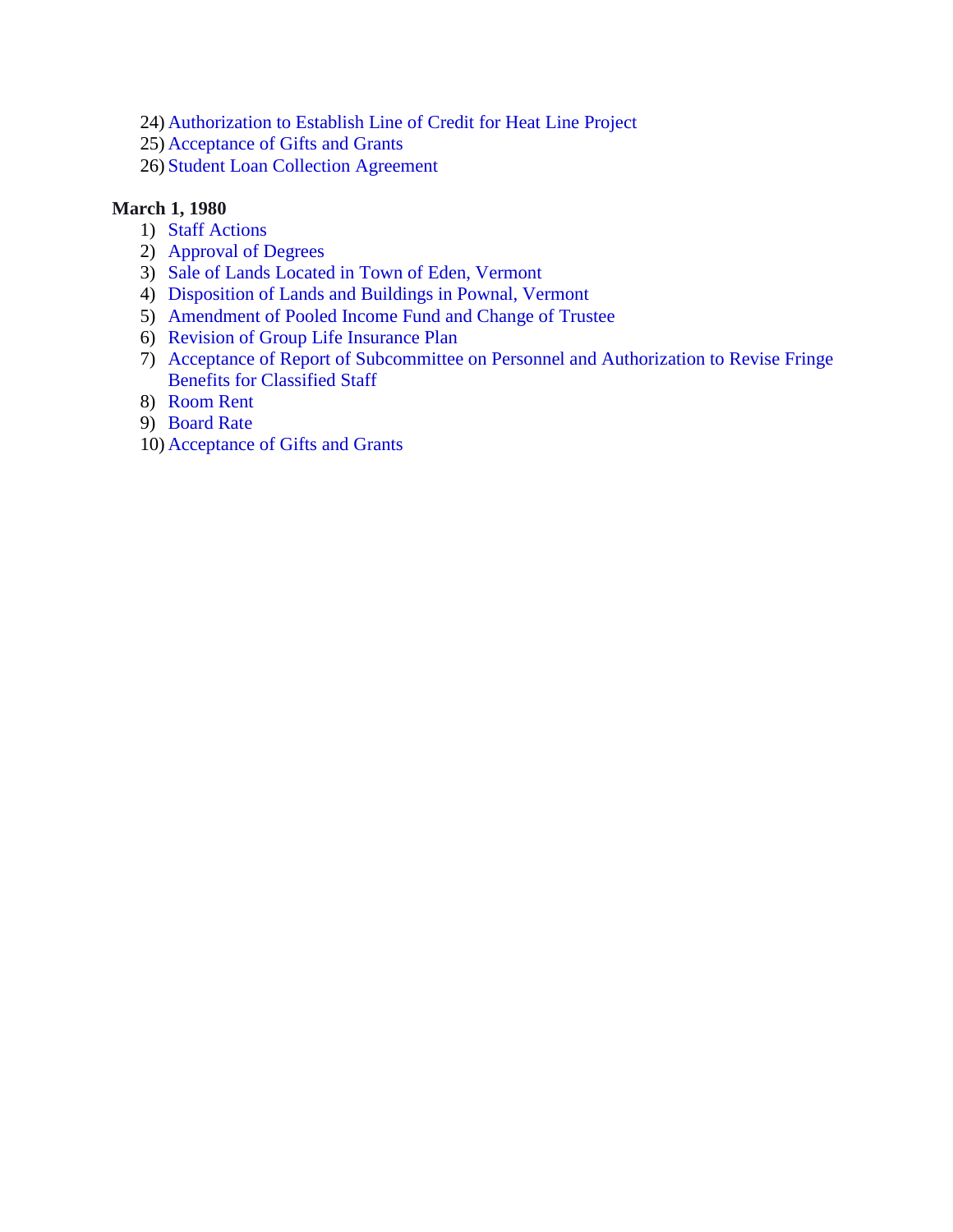24) Authorization to Establish Line of Credit for Heat Line Project
25) Acceptance of Gifts and Grants
26) Student Loan Collection Agreement

**March 1, 1980**

1) Staff Actions
2) Approval of Degrees
3) Sale of Lands Located in Town of Eden, Vermont
4) Disposition of Lands and Buildings in Pownal, Vermont
5) Amendment of Pooled Income Fund and Change of Trustee
6) Revision of Group Life Insurance Plan
7) Acceptance of Report of Subcommittee on Personnel and Authorization to Revise Fringe Benefits for Classified Staff
8) Room Rent
9) Board Rate
10) Acceptance of Gifts and Grants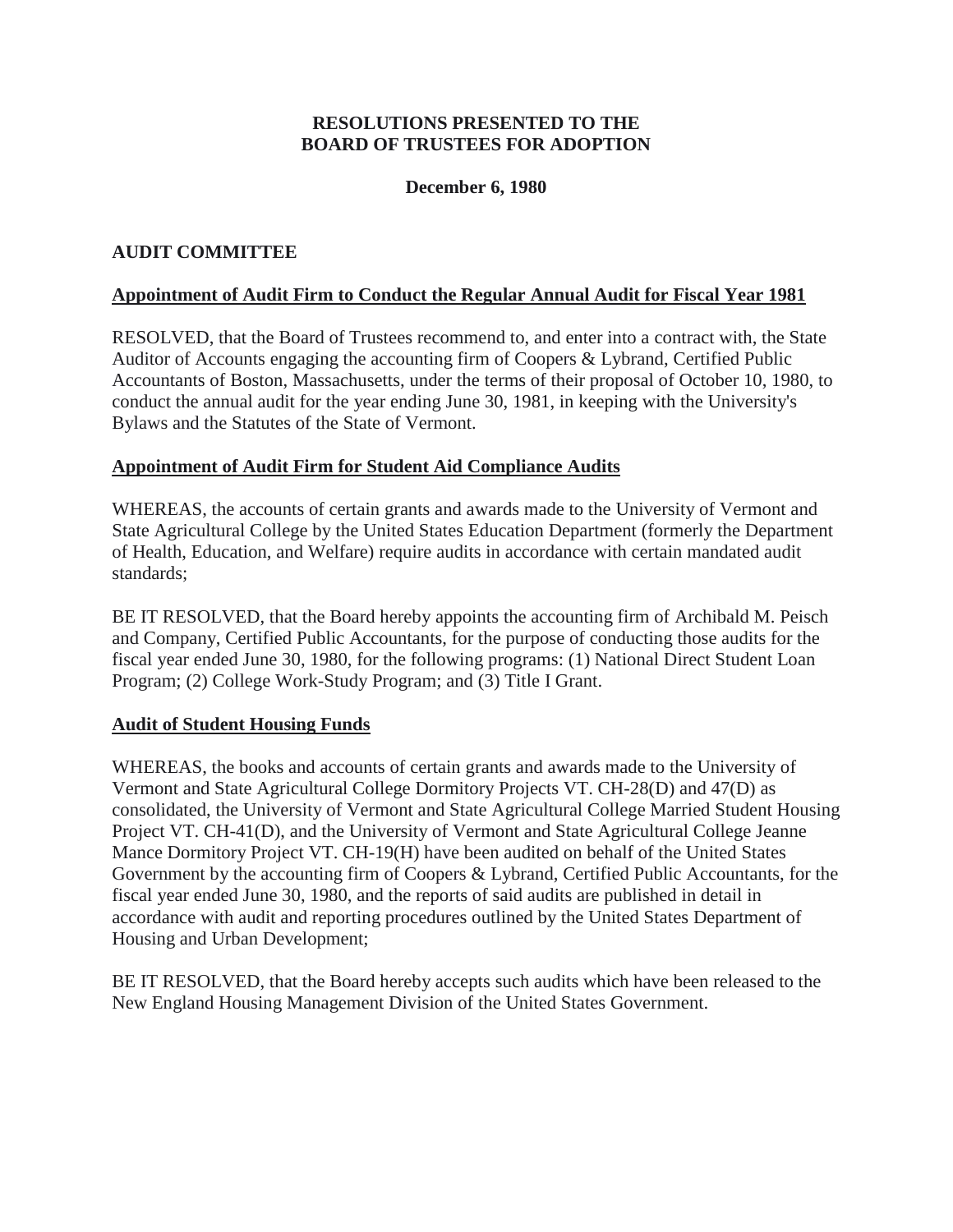**RESOLUTIONS PRESENTED TO THE BOARD OF TRUSTEES FOR ADOPTION**

**December 6, 1980**

## AUDIT COMMITTEE

### Appointment of Audit Firm to Conduct the Regular Annual Audit for Fiscal Year 1981

RESOLVED, that the Board of Trustees recommend to, and enter into a contract with, the State Auditor of Accounts engaging the accounting firm of Coopers & Lybrand, Certified Public Accountants of Boston, Massachusetts, under the terms of their proposal of October 10, 1980, to conduct the annual audit for the year ending June 30, 1981, in keeping with the University's Bylaws and the Statutes of the State of Vermont.

### Appointment of Audit Firm for Student Aid Compliance Audits

WHEREAS, the accounts of certain grants and awards made to the University of Vermont and State Agricultural College by the United States Education Department (formerly the Department of Health, Education, and Welfare) require audits in accordance with certain mandated audit standards;

BE IT RESOLVED, that the Board hereby appoints the accounting firm of Archibald M. Peisch and Company, Certified Public Accountants, for the purpose of conducting those audits for the fiscal year ended June 30, 1980, for the following programs: (1) National Direct Student Loan Program; (2) College Work-Study Program; and (3) Title I Grant.

### Audit of Student Housing Funds

WHEREAS, the books and accounts of certain grants and awards made to the University of Vermont and State Agricultural College Dormitory Projects VT. CH-28(D) and 47(D) as consolidated, the University of Vermont and State Agricultural College Married Student Housing Project VT. CH-41(D), and the University of Vermont and State Agricultural College Jeanne Mance Dormitory Project VT. CH-19(H) have been audited on behalf of the United States Government by the accounting firm of Coopers & Lybrand, Certified Public Accountants, for the fiscal year ended June 30, 1980, and the reports of said audits are published in detail in accordance with audit and reporting procedures outlined by the United States Department of Housing and Urban Development;

BE IT RESOLVED, that the Board hereby accepts such audits which have been released to the New England Housing Management Division of the United States Government.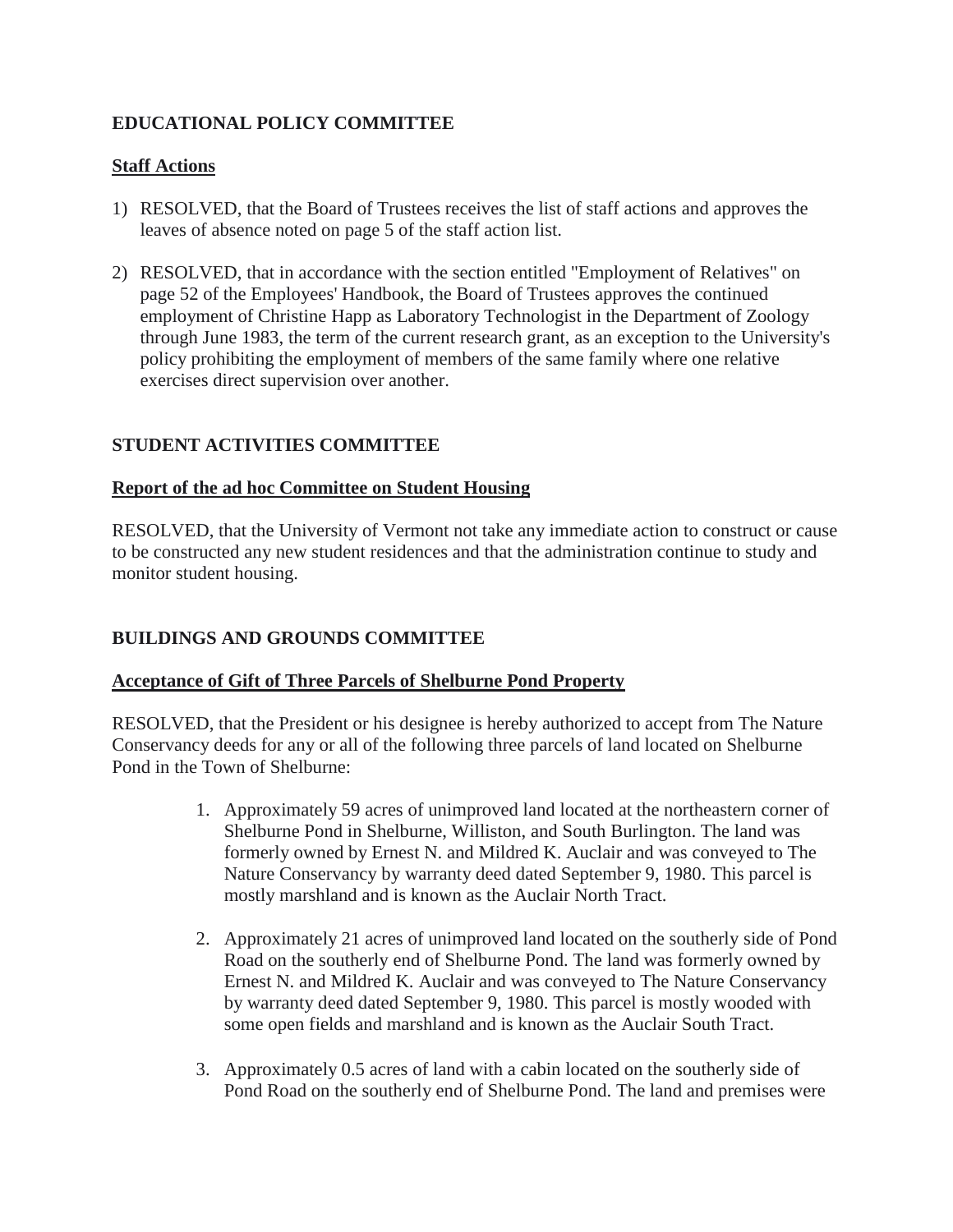**EDUCATIONAL POLICY COMMITTEE**

**Staff Actions**

1) RESOLVED, that the Board of Trustees receives the list of staff actions and approves the leaves of absence noted on page 5 of the staff action list.

2) RESOLVED, that in accordance with the section entitled "Employment of Relatives" on page 52 of the Employees' Handbook, the Board of Trustees approves the continued employment of Christine Happ as Laboratory Technologist in the Department of Zoology through June 1983, the term of the current research grant, as an exception to the University's policy prohibiting the employment of members of the same family where one relative exercises direct supervision over another.

**STUDENT ACTIVITIES COMMITTEE**

**Report of the ad hoc Committee on Student Housing**

RESOLVED, that the University of Vermont not take any immediate action to construct or cause to be constructed any new student residences and that the administration continue to study and monitor student housing.

**BUILDINGS AND GROUNDS COMMITTEE**

**Acceptance of Gift of Three Parcels of Shelburne Pond Property**

RESOLVED, that the President or his designee is hereby authorized to accept from The Nature Conservancy deeds for any or all of the following three parcels of land located on Shelburne Pond in the Town of Shelburne:

1. Approximately 59 acres of unimproved land located at the northeastern corner of Shelburne Pond in Shelburne, Williston, and South Burlington. The land was formerly owned by Ernest N. and Mildred K. Auclair and was conveyed to The Nature Conservancy by warranty deed dated September 9, 1980. This parcel is mostly marshland and is known as the Auclair North Tract.

2. Approximately 21 acres of unimproved land located on the southerly side of Pond Road on the southerly end of Shelburne Pond. The land was formerly owned by Ernest N. and Mildred K. Auclair and was conveyed to The Nature Conservancy by warranty deed dated September 9, 1980. This parcel is mostly wooded with some open fields and marshland and is known as the Auclair South Tract.

3. Approximately 0.5 acres of land with a cabin located on the southerly side of Pond Road on the southerly end of Shelburne Pond. The land and premises were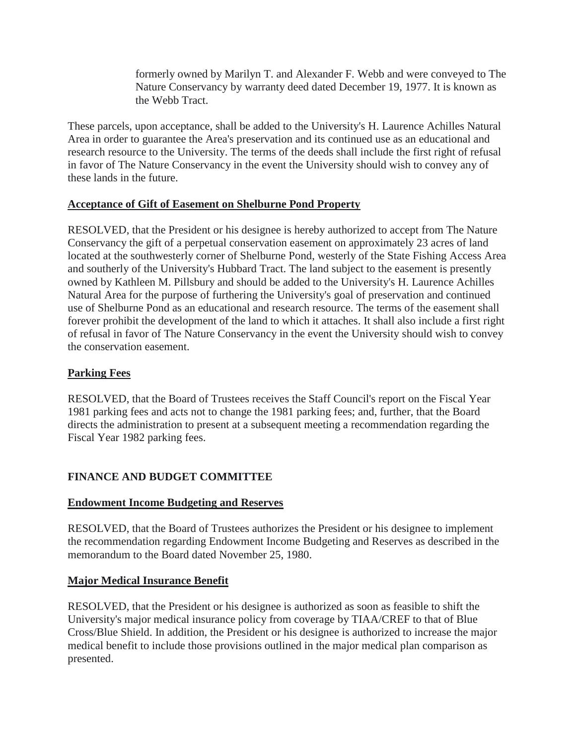formerly owned by Marilyn T. and Alexander F. Webb and were conveyed to The Nature Conservancy by warranty deed dated December 19, 1977. It is known as the Webb Tract.

These parcels, upon acceptance, shall be added to the University's H. Laurence Achilles Natural Area in order to guarantee the Area's preservation and its continued use as an educational and research resource to the University. The terms of the deeds shall include the first right of refusal in favor of The Nature Conservancy in the event the University should wish to convey any of these lands in the future.

**Acceptance of Gift of Easement on Shelburne Pond Property**

RESOLVED, that the President or his designee is hereby authorized to accept from The Nature Conservancy the gift of a perpetual conservation easement on approximately 23 acres of land located at the southwesterly corner of Shelburne Pond, westerly of the State Fishing Access Area and southerly of the University's Hubbard Tract. The land subject to the easement is presently owned by Kathleen M. Pillsbury and should be added to the University's H. Laurence Achilles Natural Area for the purpose of furthering the University's goal of preservation and continued use of Shelburne Pond as an educational and research resource. The terms of the easement shall forever prohibit the development of the land to which it attaches. It shall also include a first right of refusal in favor of The Nature Conservancy in the event the University should wish to convey the conservation easement.

**Parking Fees**

RESOLVED, that the Board of Trustees receives the Staff Council's report on the Fiscal Year 1981 parking fees and acts not to change the 1981 parking fees; and, further, that the Board directs the administration to present at a subsequent meeting a recommendation regarding the Fiscal Year 1982 parking fees.

## FINANCE AND BUDGET COMMITTEE

**Endowment Income Budgeting and Reserves**

RESOLVED, that the Board of Trustees authorizes the President or his designee to implement the recommendation regarding Endowment Income Budgeting and Reserves as described in the memorandum to the Board dated November 25, 1980.

**Major Medical Insurance Benefit**

RESOLVED, that the President or his designee is authorized as soon as feasible to shift the University's major medical insurance policy from coverage by TIAA/CREF to that of Blue Cross/Blue Shield. In addition, the President or his designee is authorized to increase the major medical benefit to include those provisions outlined in the major medical plan comparison as presented.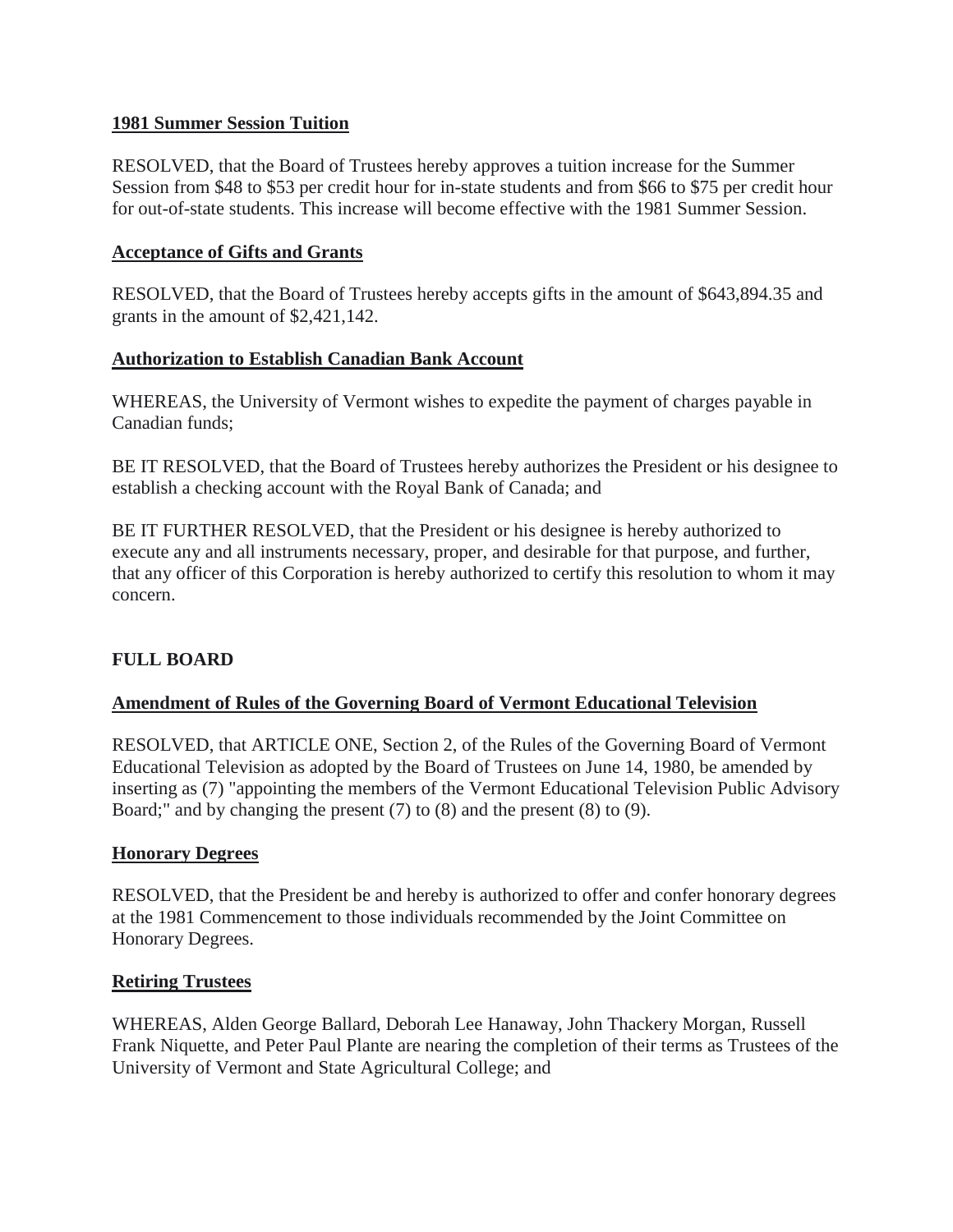**1981 Summer Session Tuition**

RESOLVED, that the Board of Trustees hereby approves a tuition increase for the Summer Session from $48 to $53 per credit hour for in-state students and from $66 to $75 per credit hour for out-of-state students. This increase will become effective with the 1981 Summer Session.

**Acceptance of Gifts and Grants**

RESOLVED, that the Board of Trustees hereby accepts gifts in the amount of $643,894.35 and grants in the amount of $2,421,142.

**Authorization to Establish Canadian Bank Account**

WHEREAS, the University of Vermont wishes to expedite the payment of charges payable in Canadian funds;

BE IT RESOLVED, that the Board of Trustees hereby authorizes the President or his designee to establish a checking account with the Royal Bank of Canada; and

BE IT FURTHER RESOLVED, that the President or his designee is hereby authorized to execute any and all instruments necessary, proper, and desirable for that purpose, and further, that any officer of this Corporation is hereby authorized to certify this resolution to whom it may concern.

## FULL BOARD

**Amendment of Rules of the Governing Board of Vermont Educational Television**

RESOLVED, that ARTICLE ONE, Section 2, of the Rules of the Governing Board of Vermont Educational Television as adopted by the Board of Trustees on June 14, 1980, be amended by inserting as (7) "appointing the members of the Vermont Educational Television Public Advisory Board;" and by changing the present (7) to (8) and the present (8) to (9).

**Honorary Degrees**

RESOLVED, that the President be and hereby is authorized to offer and confer honorary degrees at the 1981 Commencement to those individuals recommended by the Joint Committee on Honorary Degrees.

**Retiring Trustees**

WHEREAS, Alden George Ballard, Deborah Lee Hanaway, John Thackery Morgan, Russell Frank Niquette, and Peter Paul Plante are nearing the completion of their terms as Trustees of the University of Vermont and State Agricultural College; and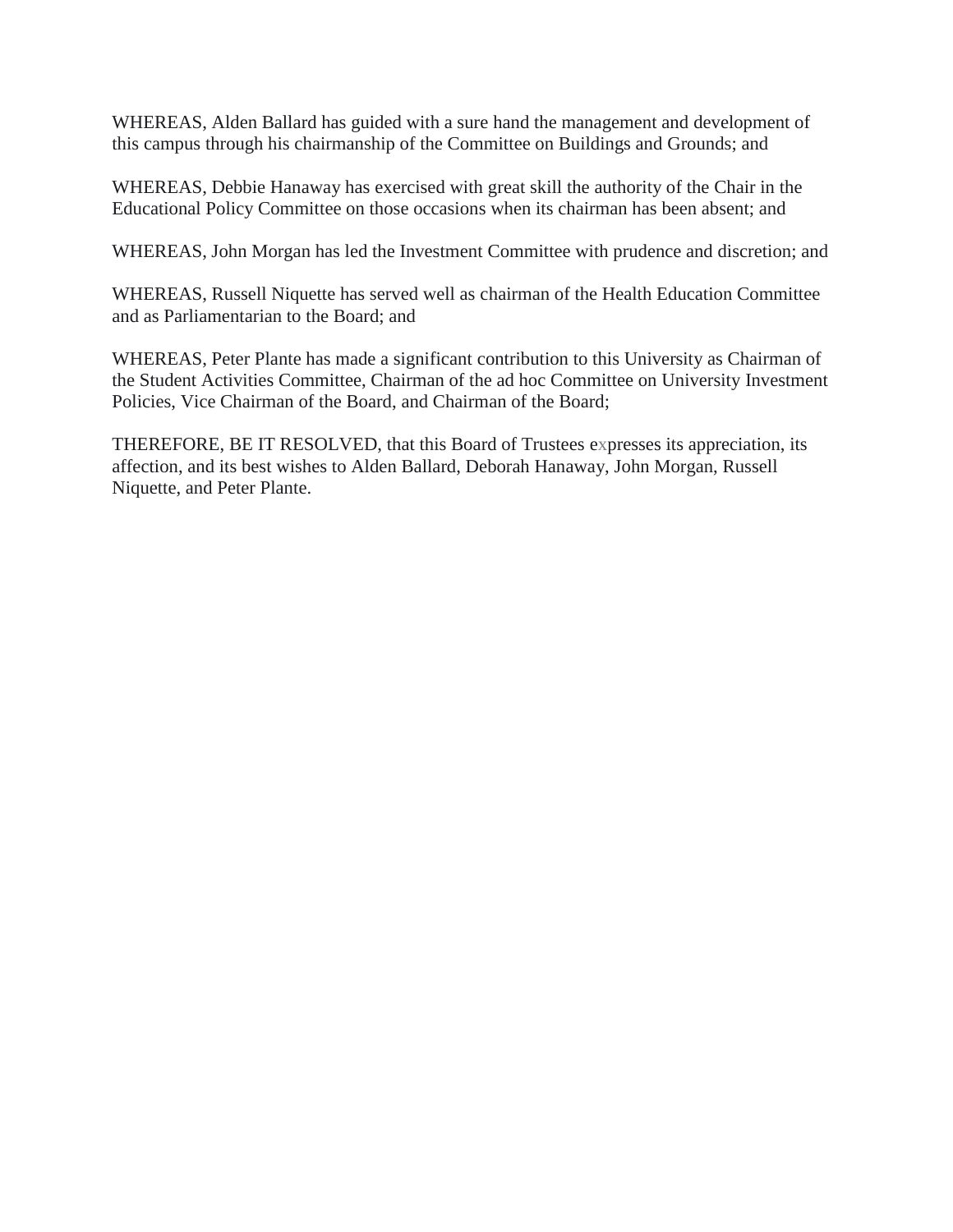WHEREAS, Alden Ballard has guided with a sure hand the management and development of this campus through his chairmanship of the Committee on Buildings and Grounds; and

WHEREAS, Debbie Hanaway has exercised with great skill the authority of the Chair in the Educational Policy Committee on those occasions when its chairman has been absent; and

WHEREAS, John Morgan has led the Investment Committee with prudence and discretion; and

WHEREAS, Russell Niquette has served well as chairman of the Health Education Committee and as Parliamentarian to the Board; and

WHEREAS, Peter Plante has made a significant contribution to this University as Chairman of the Student Activities Committee, Chairman of the ad hoc Committee on University Investment Policies, Vice Chairman of the Board, and Chairman of the Board;

THEREFORE, BE IT RESOLVED, that this Board of Trustees expresses its appreciation, its affection, and its best wishes to Alden Ballard, Deborah Hanaway, John Morgan, Russell Niquette, and Peter Plante.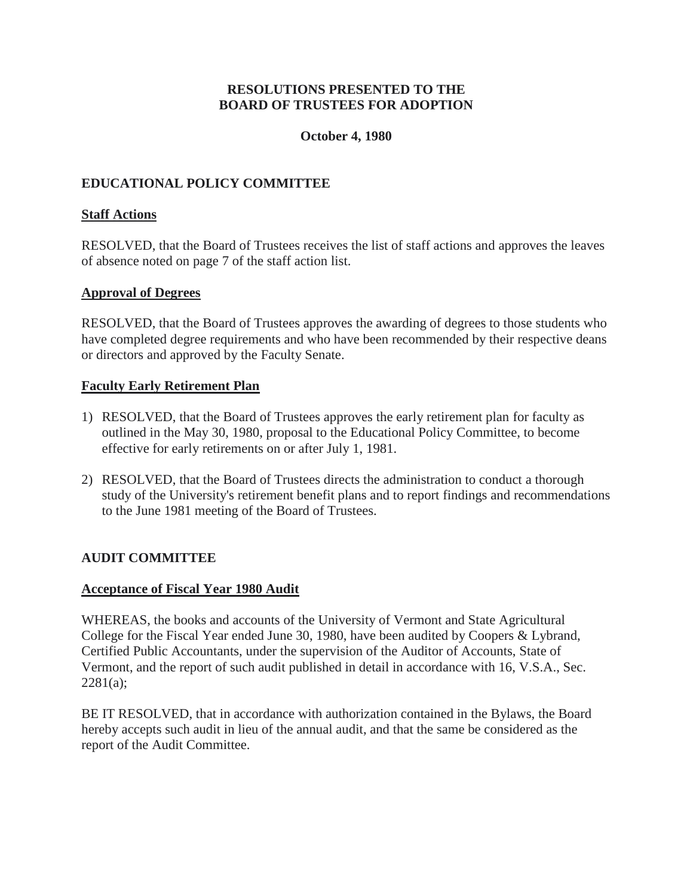# RESOLUTIONS PRESENTED TO THE BOARD OF TRUSTEES FOR ADOPTION

**October 4, 1980**

## EDUCATIONAL POLICY COMMITTEE

### Staff Actions

RESOLVED, that the Board of Trustees receives the list of staff actions and approves the leaves of absence noted on page 7 of the staff action list.

### Approval of Degrees

RESOLVED, that the Board of Trustees approves the awarding of degrees to those students who have completed degree requirements and who have been recommended by their respective deans or directors and approved by the Faculty Senate.

### Faculty Early Retirement Plan

1) RESOLVED, that the Board of Trustees approves the early retirement plan for faculty as outlined in the May 30, 1980, proposal to the Educational Policy Committee, to become effective for early retirements on or after July 1, 1981.

2) RESOLVED, that the Board of Trustees directs the administration to conduct a thorough study of the University's retirement benefit plans and to report findings and recommendations to the June 1981 meeting of the Board of Trustees.

## AUDIT COMMITTEE

### Acceptance of Fiscal Year 1980 Audit

WHEREAS, the books and accounts of the University of Vermont and State Agricultural College for the Fiscal Year ended June 30, 1980, have been audited by Coopers & Lybrand, Certified Public Accountants, under the supervision of the Auditor of Accounts, State of Vermont, and the report of such audit published in detail in accordance with 16, V.S.A., Sec. 2281(a);

BE IT RESOLVED, that in accordance with authorization contained in the Bylaws, the Board hereby accepts such audit in lieu of the annual audit, and that the same be considered as the report of the Audit Committee.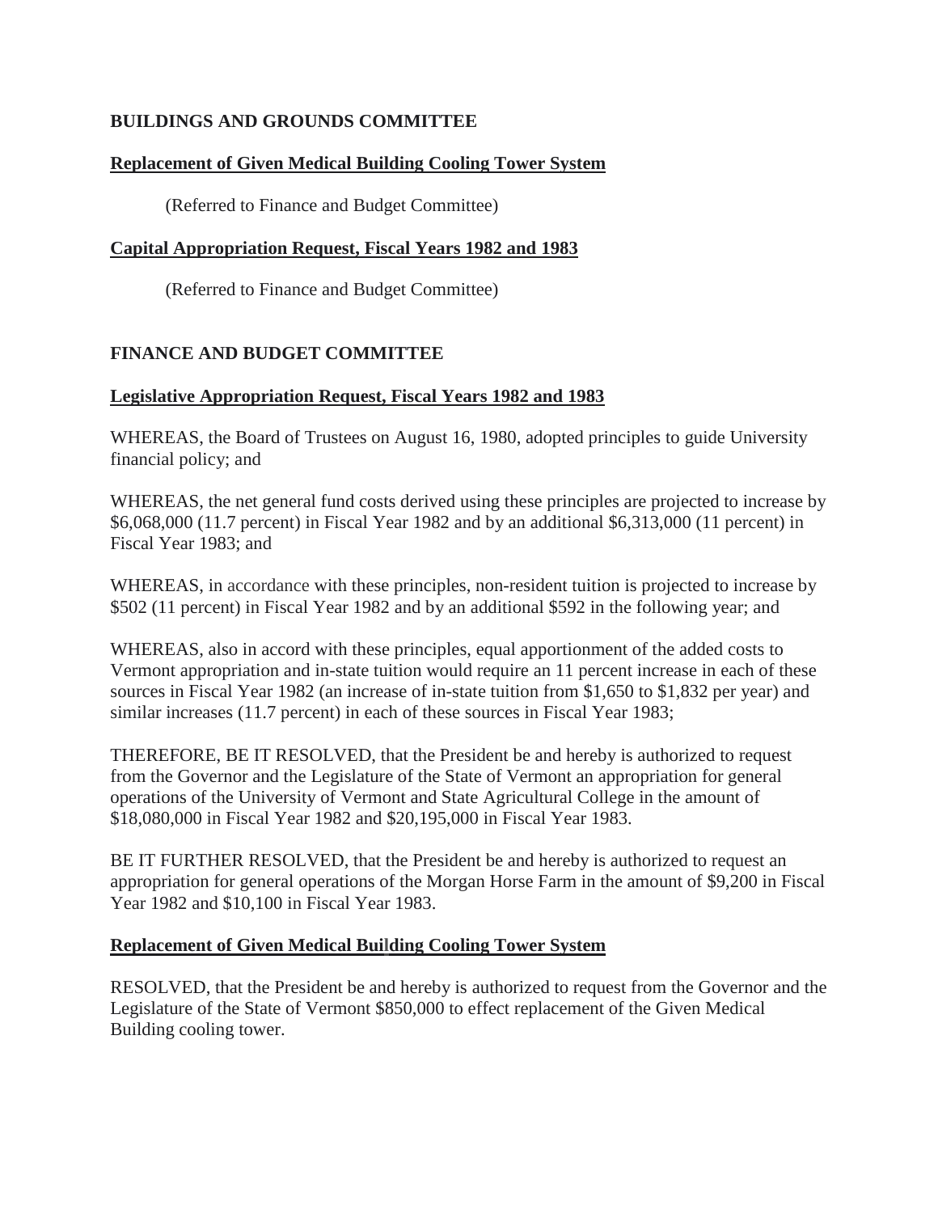## BUILDINGS AND GROUNDS COMMITTEE

**Replacement of Given Medical Building Cooling Tower System**

(Referred to Finance and Budget Committee)

**Capital Appropriation Request, Fiscal Years 1982 and 1983**

(Referred to Finance and Budget Committee)

## FINANCE AND BUDGET COMMITTEE

**Legislative Appropriation Request, Fiscal Years 1982 and 1983**

WHEREAS, the Board of Trustees on August 16, 1980, adopted principles to guide University financial policy; and

WHEREAS, the net general fund costs derived using these principles are projected to increase by $6,068,000 (11.7 percent) in Fiscal Year 1982 and by an additional $6,313,000 (11 percent) in Fiscal Year 1983; and

WHEREAS, in accordance with these principles, non-resident tuition is projected to increase by $502 (11 percent) in Fiscal Year 1982 and by an additional $592 in the following year; and

WHEREAS, also in accord with these principles, equal apportionment of the added costs to Vermont appropriation and in-state tuition would require an 11 percent increase in each of these sources in Fiscal Year 1982 (an increase of in-state tuition from $1,650 to $1,832 per year) and similar increases (11.7 percent) in each of these sources in Fiscal Year 1983;

THEREFORE, BE IT RESOLVED, that the President be and hereby is authorized to request from the Governor and the Legislature of the State of Vermont an appropriation for general operations of the University of Vermont and State Agricultural College in the amount of $18,080,000 in Fiscal Year 1982 and $20,195,000 in Fiscal Year 1983.

BE IT FURTHER RESOLVED, that the President be and hereby is authorized to request an appropriation for general operations of the Morgan Horse Farm in the amount of $9,200 in Fiscal Year 1982 and $10,100 in Fiscal Year 1983.

**Replacement of Given Medical Building Cooling Tower System**

RESOLVED, that the President be and hereby is authorized to request from the Governor and the Legislature of the State of Vermont $850,000 to effect replacement of the Given Medical Building cooling tower.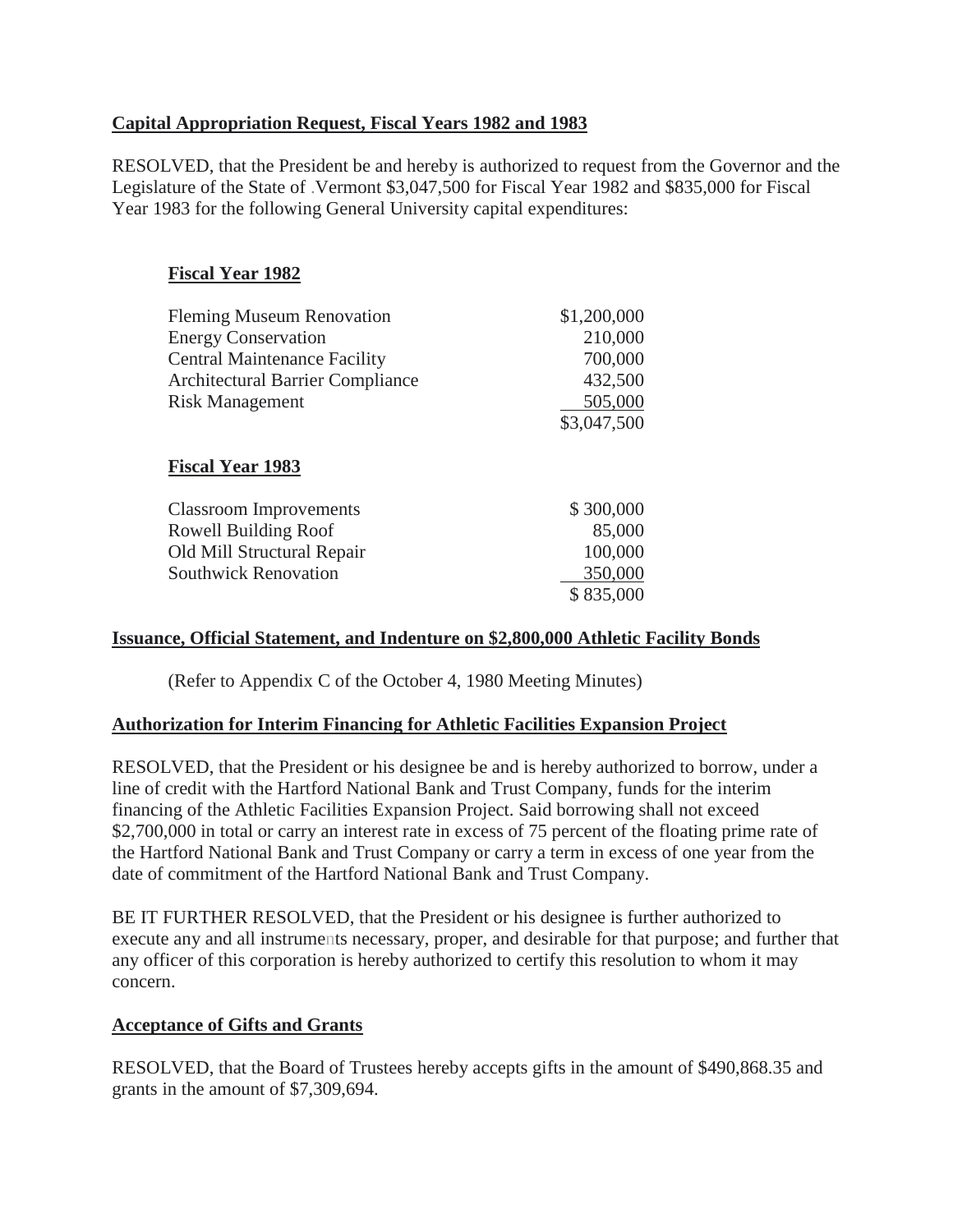**Capital Appropriation Request, Fiscal Years 1982 and 1983**

RESOLVED, that the President be and hereby is authorized to request from the Governor and the Legislature of the State of Vermont $3,047,500 for Fiscal Year 1982 and $835,000 for Fiscal Year 1983 for the following General University capital expenditures:

**Fiscal Year 1982**

| | |
|---|---:|
| Fleming Museum Renovation | $1,200,000 |
| Energy Conservation | 210,000 |
| Central Maintenance Facility | 700,000 |
| Architectural Barrier Compliance | 432,500 |
| Risk Management | 505,000 |
| | $3,047,500 |

**Fiscal Year 1983**

| | |
|---|---:|
| Classroom Improvements | $ 300,000 |
| Rowell Building Roof | 85,000 |
| Old Mill Structural Repair | 100,000 |
| Southwick Renovation | 350,000 |
| | $ 835,000 |

**Issuance, Official Statement, and Indenture on $2,800,000 Athletic Facility Bonds**

(Refer to Appendix C of the October 4, 1980 Meeting Minutes)

**Authorization for Interim Financing for Athletic Facilities Expansion Project**

RESOLVED, that the President or his designee be and is hereby authorized to borrow, under a line of credit with the Hartford National Bank and Trust Company, funds for the interim financing of the Athletic Facilities Expansion Project. Said borrowing shall not exceed $2,700,000 in total or carry an interest rate in excess of 75 percent of the floating prime rate of the Hartford National Bank and Trust Company or carry a term in excess of one year from the date of commitment of the Hartford National Bank and Trust Company.

BE IT FURTHER RESOLVED, that the President or his designee is further authorized to execute any and all instruments necessary, proper, and desirable for that purpose; and further that any officer of this corporation is hereby authorized to certify this resolution to whom it may concern.

**Acceptance of Gifts and Grants**

RESOLVED, that the Board of Trustees hereby accepts gifts in the amount of $490,868.35 and grants in the amount of $7,309,694.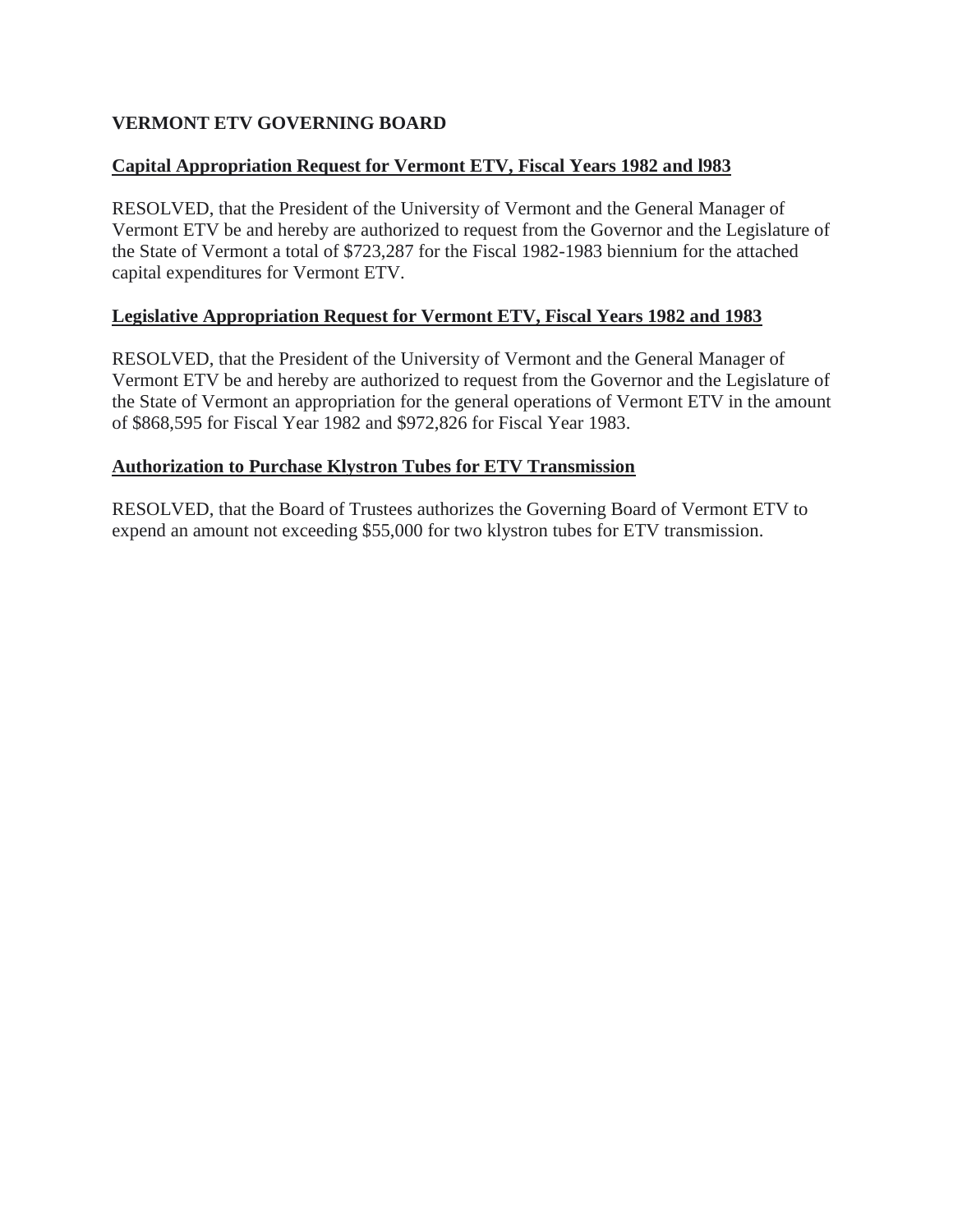**VERMONT ETV GOVERNING BOARD**

**Capital Appropriation Request for Vermont ETV, Fiscal Years 1982 and l983**

RESOLVED, that the President of the University of Vermont and the General Manager of Vermont ETV be and hereby are authorized to request from the Governor and the Legislature of the State of Vermont a total of $723,287 for the Fiscal 1982-1983 biennium for the attached capital expenditures for Vermont ETV.

**Legislative Appropriation Request for Vermont ETV, Fiscal Years 1982 and 1983**

RESOLVED, that the President of the University of Vermont and the General Manager of Vermont ETV be and hereby are authorized to request from the Governor and the Legislature of the State of Vermont an appropriation for the general operations of Vermont ETV in the amount of $868,595 for Fiscal Year 1982 and $972,826 for Fiscal Year 1983.

**Authorization to Purchase Klystron Tubes for ETV Transmission**

RESOLVED, that the Board of Trustees authorizes the Governing Board of Vermont ETV to expend an amount not exceeding $55,000 for two klystron tubes for ETV transmission.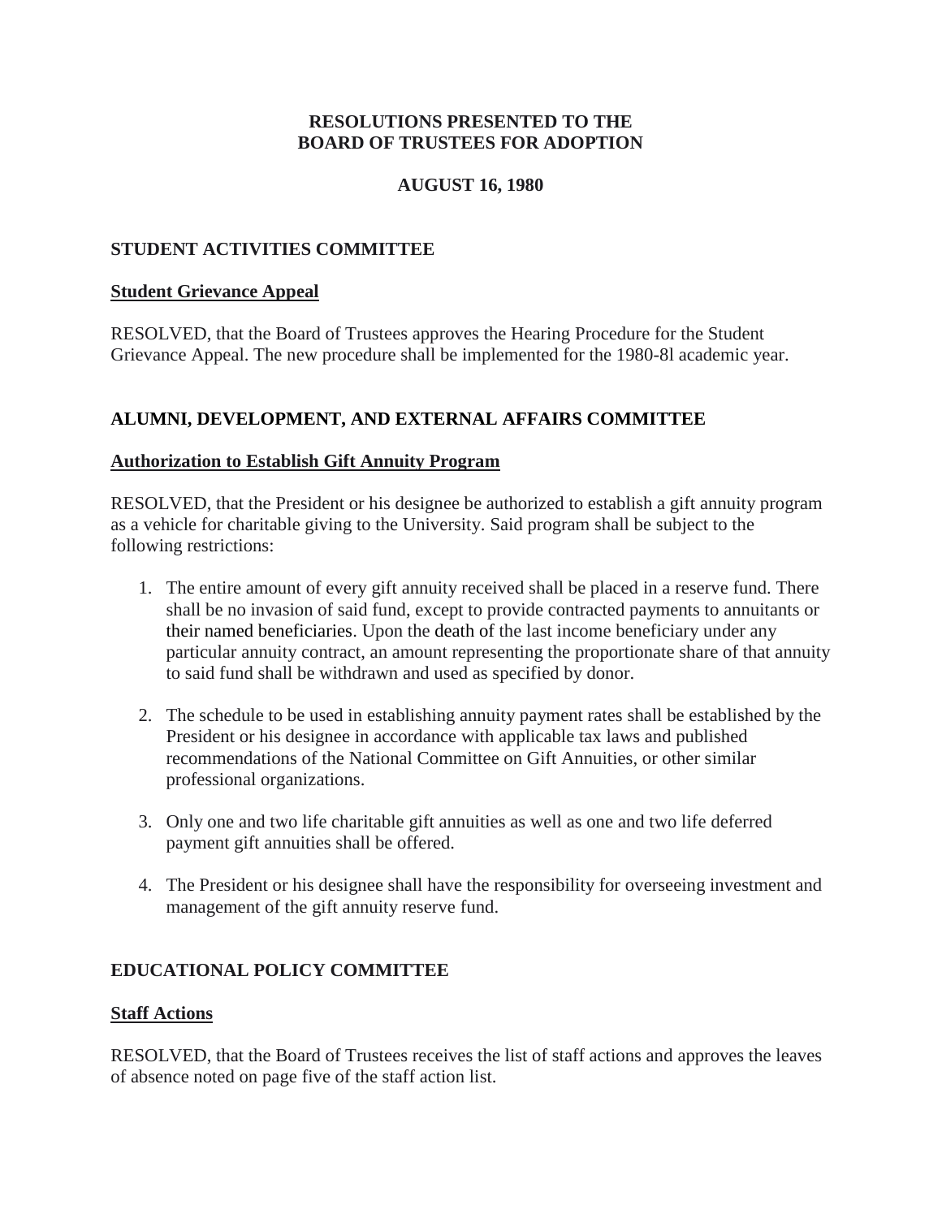# RESOLUTIONS PRESENTED TO THE BOARD OF TRUSTEES FOR ADOPTION

## AUGUST 16, 1980

### STUDENT ACTIVITIES COMMITTEE

**Student Grievance Appeal**

RESOLVED, that the Board of Trustees approves the Hearing Procedure for the Student Grievance Appeal. The new procedure shall be implemented for the 1980-8l academic year.

### ALUMNI, DEVELOPMENT, AND EXTERNAL AFFAIRS COMMITTEE

**Authorization to Establish Gift Annuity Program**

RESOLVED, that the President or his designee be authorized to establish a gift annuity program as a vehicle for charitable giving to the University. Said program shall be subject to the following restrictions:

1. The entire amount of every gift annuity received shall be placed in a reserve fund. There shall be no invasion of said fund, except to provide contracted payments to annuitants or their named beneficiaries. Upon the death of the last income beneficiary under any particular annuity contract, an amount representing the proportionate share of that annuity to said fund shall be withdrawn and used as specified by donor.

2. The schedule to be used in establishing annuity payment rates shall be established by the President or his designee in accordance with applicable tax laws and published recommendations of the National Committee on Gift Annuities, or other similar professional organizations.

3. Only one and two life charitable gift annuities as well as one and two life deferred payment gift annuities shall be offered.

4. The President or his designee shall have the responsibility for overseeing investment and management of the gift annuity reserve fund.

### EDUCATIONAL POLICY COMMITTEE

**Staff Actions**

RESOLVED, that the Board of Trustees receives the list of staff actions and approves the leaves of absence noted on page five of the staff action list.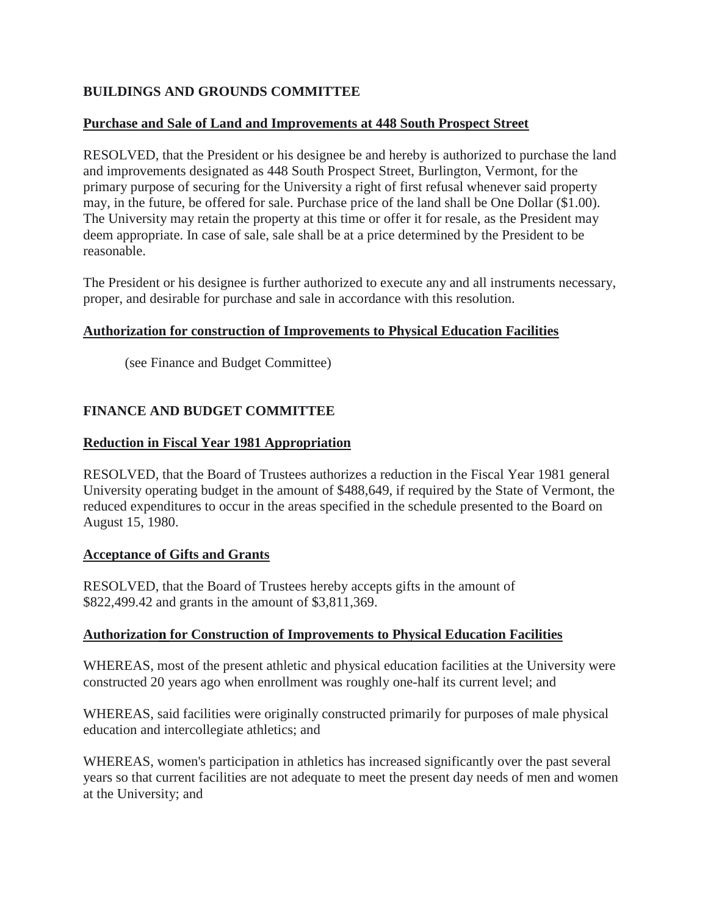## BUILDINGS AND GROUNDS COMMITTEE

### Purchase and Sale of Land and Improvements at 448 South Prospect Street

RESOLVED, that the President or his designee be and hereby is authorized to purchase the land and improvements designated as 448 South Prospect Street, Burlington, Vermont, for the primary purpose of securing for the University a right of first refusal whenever said property may, in the future, be offered for sale. Purchase price of the land shall be One Dollar ($1.00). The University may retain the property at this time or offer it for resale, as the President may deem appropriate. In case of sale, sale shall be at a price determined by the President to be reasonable.

The President or his designee is further authorized to execute any and all instruments necessary, proper, and desirable for purchase and sale in accordance with this resolution.

### Authorization for construction of Improvements to Physical Education Facilities

(see Finance and Budget Committee)

## FINANCE AND BUDGET COMMITTEE

### Reduction in Fiscal Year 1981 Appropriation

RESOLVED, that the Board of Trustees authorizes a reduction in the Fiscal Year 1981 general University operating budget in the amount of $488,649, if required by the State of Vermont, the reduced expenditures to occur in the areas specified in the schedule presented to the Board on August 15, 1980.

### Acceptance of Gifts and Grants

RESOLVED, that the Board of Trustees hereby accepts gifts in the amount of $822,499.42 and grants in the amount of $3,811,369.

### Authorization for Construction of Improvements to Physical Education Facilities

WHEREAS, most of the present athletic and physical education facilities at the University were constructed 20 years ago when enrollment was roughly one-half its current level; and

WHEREAS, said facilities were originally constructed primarily for purposes of male physical education and intercollegiate athletics; and

WHEREAS, women's participation in athletics has increased significantly over the past several years so that current facilities are not adequate to meet the present day needs of men and women at the University; and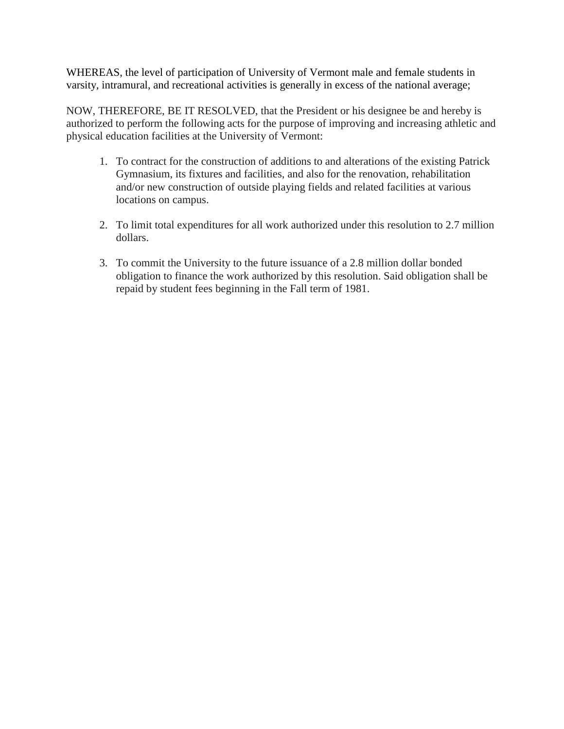WHEREAS, the level of participation of University of Vermont male and female students in varsity, intramural, and recreational activities is generally in excess of the national average;

NOW, THEREFORE, BE IT RESOLVED, that the President or his designee be and hereby is authorized to perform the following acts for the purpose of improving and increasing athletic and physical education facilities at the University of Vermont:

1. To contract for the construction of additions to and alterations of the existing Patrick Gymnasium, its fixtures and facilities, and also for the renovation, rehabilitation and/or new construction of outside playing fields and related facilities at various locations on campus.

2. To limit total expenditures for all work authorized under this resolution to 2.7 million dollars.

3. To commit the University to the future issuance of a 2.8 million dollar bonded obligation to finance the work authorized by this resolution. Said obligation shall be repaid by student fees beginning in the Fall term of 1981.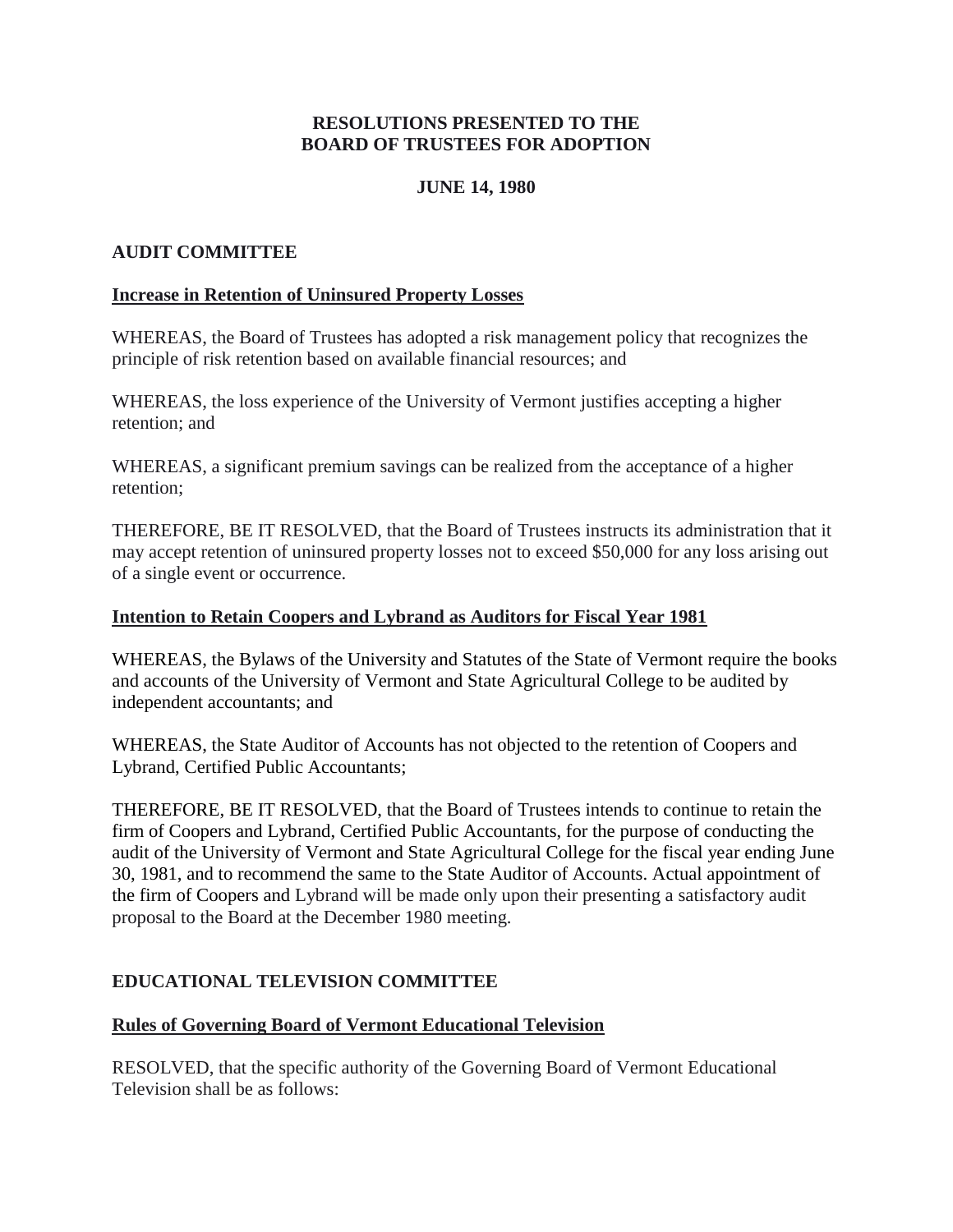**RESOLUTIONS PRESENTED TO THE BOARD OF TRUSTEES FOR ADOPTION**

**JUNE 14, 1980**

## AUDIT COMMITTEE

### Increase in Retention of Uninsured Property Losses

WHEREAS, the Board of Trustees has adopted a risk management policy that recognizes the principle of risk retention based on available financial resources; and

WHEREAS, the loss experience of the University of Vermont justifies accepting a higher retention; and

WHEREAS, a significant premium savings can be realized from the acceptance of a higher retention;

THEREFORE, BE IT RESOLVED, that the Board of Trustees instructs its administration that it may accept retention of uninsured property losses not to exceed $50,000 for any loss arising out of a single event or occurrence.

### Intention to Retain Coopers and Lybrand as Auditors for Fiscal Year 1981

WHEREAS, the Bylaws of the University and Statutes of the State of Vermont require the books and accounts of the University of Vermont and State Agricultural College to be audited by independent accountants; and

WHEREAS, the State Auditor of Accounts has not objected to the retention of Coopers and Lybrand, Certified Public Accountants;

THEREFORE, BE IT RESOLVED, that the Board of Trustees intends to continue to retain the firm of Coopers and Lybrand, Certified Public Accountants, for the purpose of conducting the audit of the University of Vermont and State Agricultural College for the fiscal year ending June 30, 1981, and to recommend the same to the State Auditor of Accounts. Actual appointment of the firm of Coopers and Lybrand will be made only upon their presenting a satisfactory audit proposal to the Board at the December 1980 meeting.

## EDUCATIONAL TELEVISION COMMITTEE

### Rules of Governing Board of Vermont Educational Television

RESOLVED, that the specific authority of the Governing Board of Vermont Educational Television shall be as follows: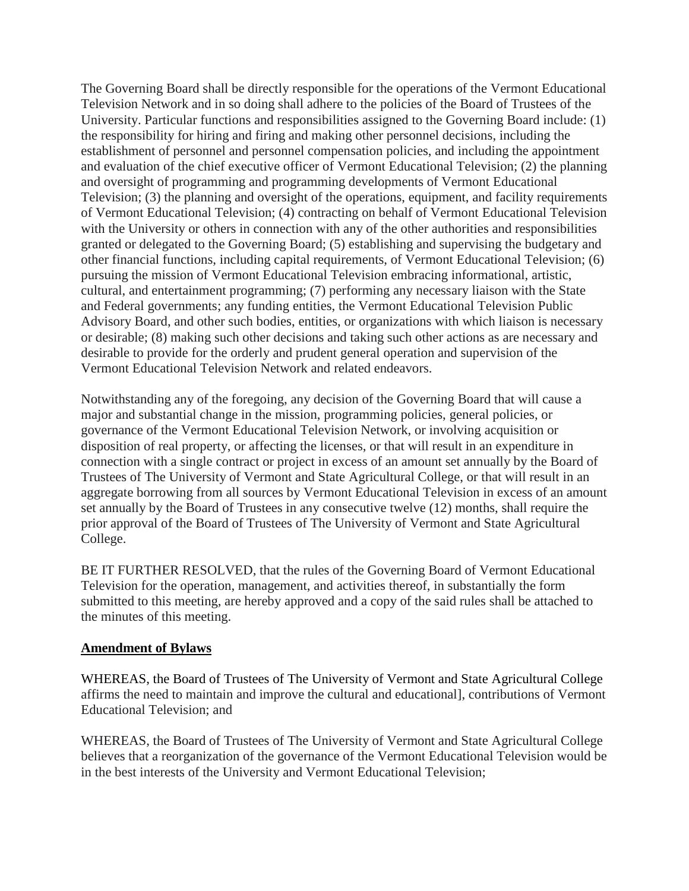The Governing Board shall be directly responsible for the operations of the Vermont Educational Television Network and in so doing shall adhere to the policies of the Board of Trustees of the University. Particular functions and responsibilities assigned to the Governing Board include: (1) the responsibility for hiring and firing and making other personnel decisions, including the establishment of personnel and personnel compensation policies, and including the appointment and evaluation of the chief executive officer of Vermont Educational Television; (2) the planning and oversight of programming and programming developments of Vermont Educational Television; (3) the planning and oversight of the operations, equipment, and facility requirements of Vermont Educational Television; (4) contracting on behalf of Vermont Educational Television with the University or others in connection with any of the other authorities and responsibilities granted or delegated to the Governing Board; (5) establishing and supervising the budgetary and other financial functions, including capital requirements, of Vermont Educational Television; (6) pursuing the mission of Vermont Educational Television embracing informational, artistic, cultural, and entertainment programming; (7) performing any necessary liaison with the State and Federal governments; any funding entities, the Vermont Educational Television Public Advisory Board, and other such bodies, entities, or organizations with which liaison is necessary or desirable; (8) making such other decisions and taking such other actions as are necessary and desirable to provide for the orderly and prudent general operation and supervision of the Vermont Educational Television Network and related endeavors.

Notwithstanding any of the foregoing, any decision of the Governing Board that will cause a major and substantial change in the mission, programming policies, general policies, or governance of the Vermont Educational Television Network, or involving acquisition or disposition of real property, or affecting the licenses, or that will result in an expenditure in connection with a single contract or project in excess of an amount set annually by the Board of Trustees of The University of Vermont and State Agricultural College, or that will result in an aggregate borrowing from all sources by Vermont Educational Television in excess of an amount set annually by the Board of Trustees in any consecutive twelve (12) months, shall require the prior approval of the Board of Trustees of The University of Vermont and State Agricultural College.

BE IT FURTHER RESOLVED, that the rules of the Governing Board of Vermont Educational Television for the operation, management, and activities thereof, in substantially the form submitted to this meeting, are hereby approved and a copy of the said rules shall be attached to the minutes of this meeting.

**Amendment of Bylaws**

WHEREAS, the Board of Trustees of The University of Vermont and State Agricultural College affirms the need to maintain and improve the cultural and educational], contributions of Vermont Educational Television; and

WHEREAS, the Board of Trustees of The University of Vermont and State Agricultural College believes that a reorganization of the governance of the Vermont Educational Television would be in the best interests of the University and Vermont Educational Television;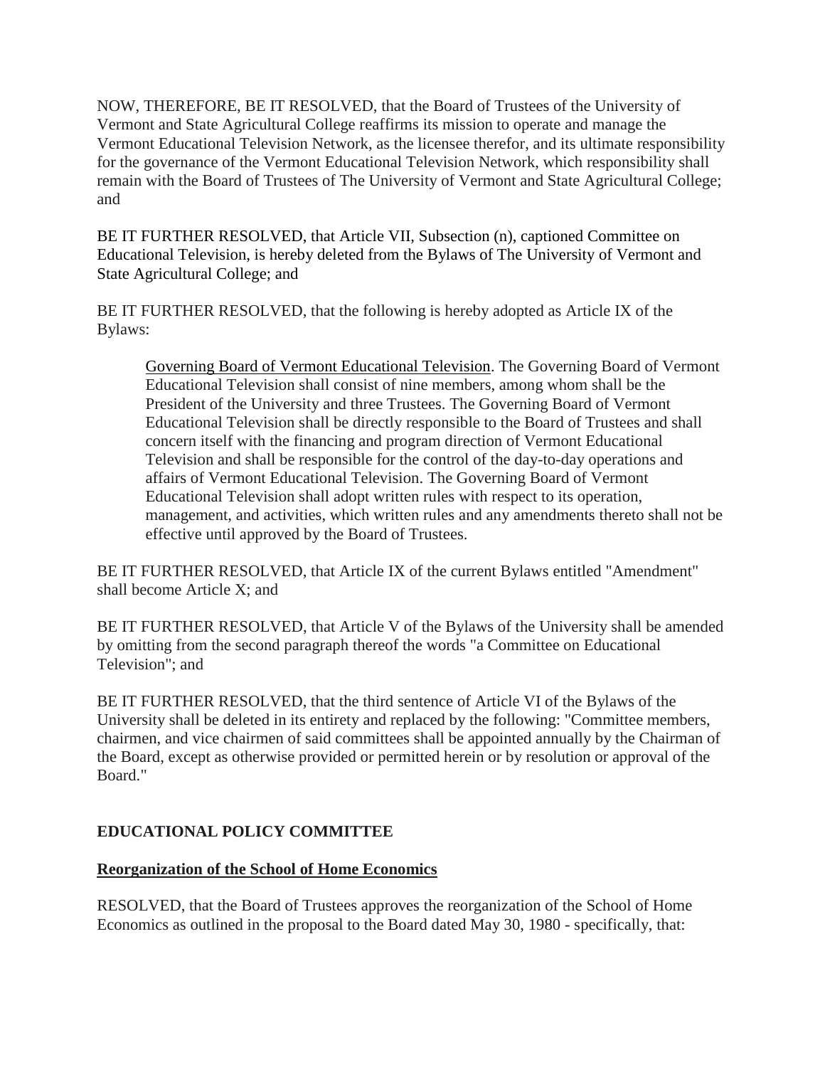NOW, THEREFORE, BE IT RESOLVED, that the Board of Trustees of the University of Vermont and State Agricultural College reaffirms its mission to operate and manage the Vermont Educational Television Network, as the licensee therefor, and its ultimate responsibility for the governance of the Vermont Educational Television Network, which responsibility shall remain with the Board of Trustees of The University of Vermont and State Agricultural College; and

BE IT FURTHER RESOLVED, that Article VII, Subsection (n), captioned Committee on Educational Television, is hereby deleted from the Bylaws of The University of Vermont and State Agricultural College; and

BE IT FURTHER RESOLVED, that the following is hereby adopted as Article IX of the Bylaws:

> Governing Board of Vermont Educational Television. The Governing Board of Vermont Educational Television shall consist of nine members, among whom shall be the President of the University and three Trustees. The Governing Board of Vermont Educational Television shall be directly responsible to the Board of Trustees and shall concern itself with the financing and program direction of Vermont Educational Television and shall be responsible for the control of the day-to-day operations and affairs of Vermont Educational Television. The Governing Board of Vermont Educational Television shall adopt written rules with respect to its operation, management, and activities, which written rules and any amendments thereto shall not be effective until approved by the Board of Trustees.

BE IT FURTHER RESOLVED, that Article IX of the current Bylaws entitled "Amendment" shall become Article X; and

BE IT FURTHER RESOLVED, that Article V of the Bylaws of the University shall be amended by omitting from the second paragraph thereof the words "a Committee on Educational Television"; and

BE IT FURTHER RESOLVED, that the third sentence of Article VI of the Bylaws of the University shall be deleted in its entirety and replaced by the following: "Committee members, chairmen, and vice chairmen of said committees shall be appointed annually by the Chairman of the Board, except as otherwise provided or permitted herein or by resolution or approval of the Board."

## EDUCATIONAL POLICY COMMITTEE

### Reorganization of the School of Home Economics

RESOLVED, that the Board of Trustees approves the reorganization of the School of Home Economics as outlined in the proposal to the Board dated May 30, 1980 - specifically, that: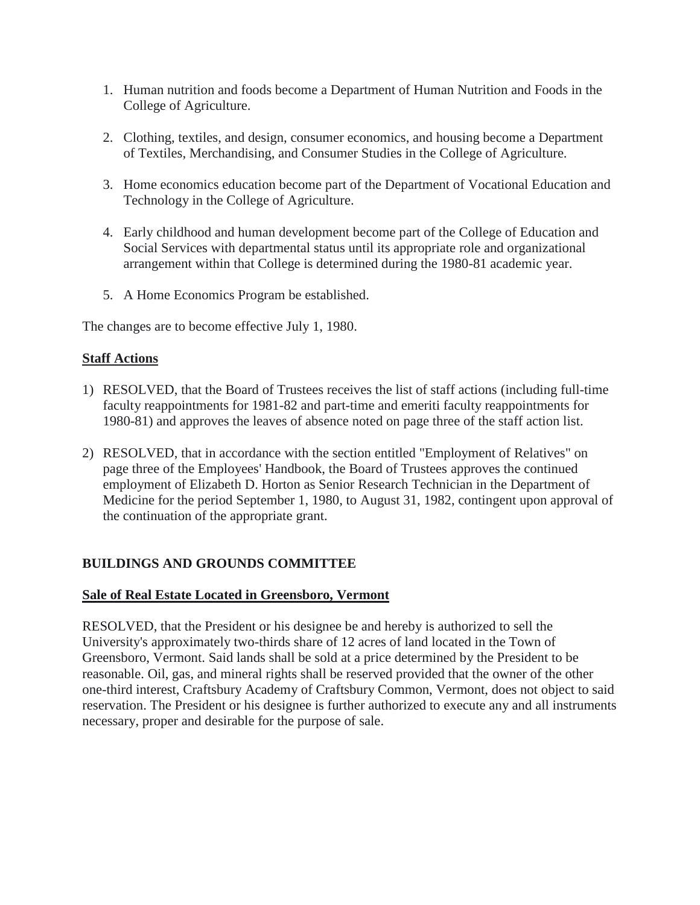1. Human nutrition and foods become a Department of Human Nutrition and Foods in the College of Agriculture.

2. Clothing, textiles, and design, consumer economics, and housing become a Department of Textiles, Merchandising, and Consumer Studies in the College of Agriculture.

3. Home economics education become part of the Department of Vocational Education and Technology in the College of Agriculture.

4. Early childhood and human development become part of the College of Education and Social Services with departmental status until its appropriate role and organizational arrangement within that College is determined during the 1980-81 academic year.

5. A Home Economics Program be established.

The changes are to become effective July 1, 1980.

**Staff Actions**

1) RESOLVED, that the Board of Trustees receives the list of staff actions (including full-time faculty reappointments for 1981-82 and part-time and emeriti faculty reappointments for 1980-81) and approves the leaves of absence noted on page three of the staff action list.

2) RESOLVED, that in accordance with the section entitled "Employment of Relatives" on page three of the Employees' Handbook, the Board of Trustees approves the continued employment of Elizabeth D. Horton as Senior Research Technician in the Department of Medicine for the period September 1, 1980, to August 31, 1982, contingent upon approval of the continuation of the appropriate grant.

## BUILDINGS AND GROUNDS COMMITTEE

**Sale of Real Estate Located in Greensboro, Vermont**

RESOLVED, that the President or his designee be and hereby is authorized to sell the University's approximately two-thirds share of 12 acres of land located in the Town of Greensboro, Vermont. Said lands shall be sold at a price determined by the President to be reasonable. Oil, gas, and mineral rights shall be reserved provided that the owner of the other one-third interest, Craftsbury Academy of Craftsbury Common, Vermont, does not object to said reservation. The President or his designee is further authorized to execute any and all instruments necessary, proper and desirable for the purpose of sale.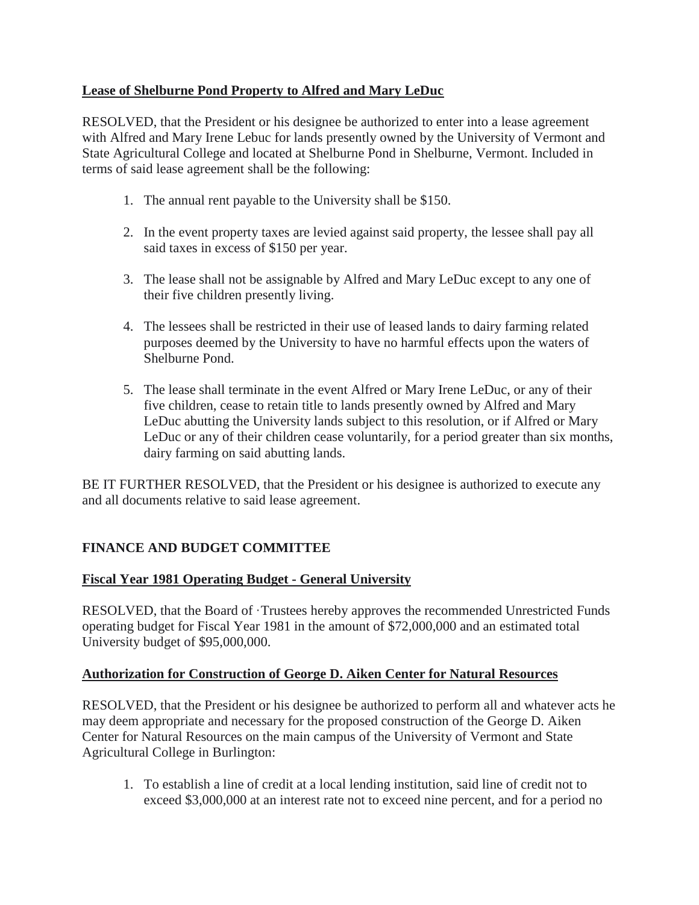**Lease of Shelburne Pond Property to Alfred and Mary LeDuc**

RESOLVED, that the President or his designee be authorized to enter into a lease agreement with Alfred and Mary Irene Lebuc for lands presently owned by the University of Vermont and State Agricultural College and located at Shelburne Pond in Shelburne, Vermont. Included in terms of said lease agreement shall be the following:

1. The annual rent payable to the University shall be $150.

2. In the event property taxes are levied against said property, the lessee shall pay all said taxes in excess of $150 per year.

3. The lease shall not be assignable by Alfred and Mary LeDuc except to any one of their five children presently living.

4. The lessees shall be restricted in their use of leased lands to dairy farming related purposes deemed by the University to have no harmful effects upon the waters of Shelburne Pond.

5. The lease shall terminate in the event Alfred or Mary Irene LeDuc, or any of their five children, cease to retain title to lands presently owned by Alfred and Mary LeDuc abutting the University lands subject to this resolution, or if Alfred or Mary LeDuc or any of their children cease voluntarily, for a period greater than six months, dairy farming on said abutting lands.

BE IT FURTHER RESOLVED, that the President or his designee is authorized to execute any and all documents relative to said lease agreement.

**FINANCE AND BUDGET COMMITTEE**

**Fiscal Year 1981 Operating Budget - General University**

RESOLVED, that the Board of ·Trustees hereby approves the recommended Unrestricted Funds operating budget for Fiscal Year 1981 in the amount of $72,000,000 and an estimated total University budget of $95,000,000.

**Authorization for Construction of George D. Aiken Center for Natural Resources**

RESOLVED, that the President or his designee be authorized to perform all and whatever acts he may deem appropriate and necessary for the proposed construction of the George D. Aiken Center for Natural Resources on the main campus of the University of Vermont and State Agricultural College in Burlington:

1. To establish a line of credit at a local lending institution, said line of credit not to exceed $3,000,000 at an interest rate not to exceed nine percent, and for a period no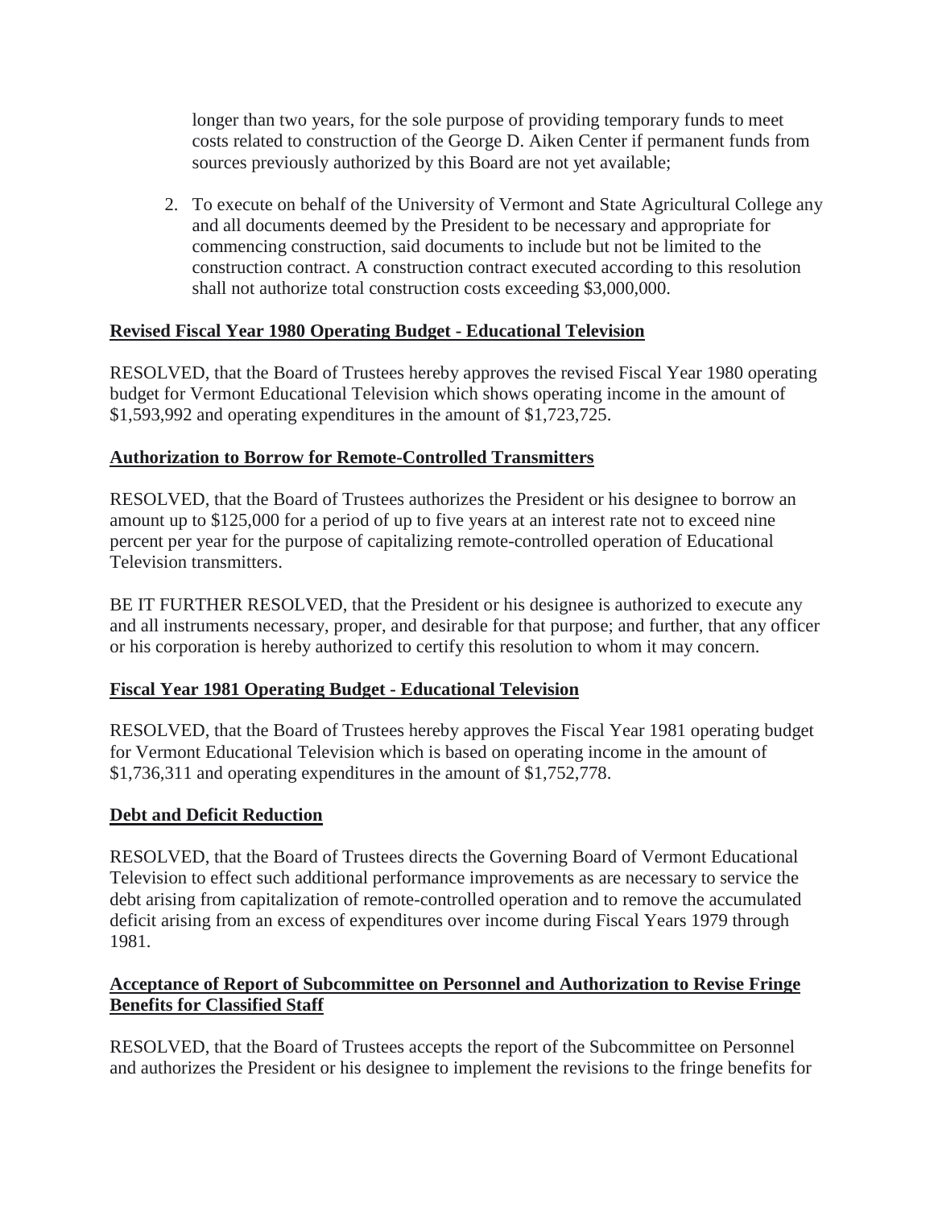longer than two years, for the sole purpose of providing temporary funds to meet costs related to construction of the George D. Aiken Center if permanent funds from sources previously authorized by this Board are not yet available;

2. To execute on behalf of the University of Vermont and State Agricultural College any and all documents deemed by the President to be necessary and appropriate for commencing construction, said documents to include but not be limited to the construction contract. A construction contract executed according to this resolution shall not authorize total construction costs exceeding $3,000,000.

**Revised Fiscal Year 1980 Operating Budget - Educational Television**

RESOLVED, that the Board of Trustees hereby approves the revised Fiscal Year 1980 operating budget for Vermont Educational Television which shows operating income in the amount of $1,593,992 and operating expenditures in the amount of $1,723,725.

**Authorization to Borrow for Remote-Controlled Transmitters**

RESOLVED, that the Board of Trustees authorizes the President or his designee to borrow an amount up to $125,000 for a period of up to five years at an interest rate not to exceed nine percent per year for the purpose of capitalizing remote-controlled operation of Educational Television transmitters.

BE IT FURTHER RESOLVED, that the President or his designee is authorized to execute any and all instruments necessary, proper, and desirable for that purpose; and further, that any officer or his corporation is hereby authorized to certify this resolution to whom it may concern.

**Fiscal Year 1981 Operating Budget - Educational Television**

RESOLVED, that the Board of Trustees hereby approves the Fiscal Year 1981 operating budget for Vermont Educational Television which is based on operating income in the amount of $1,736,311 and operating expenditures in the amount of $1,752,778.

**Debt and Deficit Reduction**

RESOLVED, that the Board of Trustees directs the Governing Board of Vermont Educational Television to effect such additional performance improvements as are necessary to service the debt arising from capitalization of remote-controlled operation and to remove the accumulated deficit arising from an excess of expenditures over income during Fiscal Years 1979 through 1981.

**Acceptance of Report of Subcommittee on Personnel and Authorization to Revise Fringe Benefits for Classified Staff**

RESOLVED, that the Board of Trustees accepts the report of the Subcommittee on Personnel and authorizes the President or his designee to implement the revisions to the fringe benefits for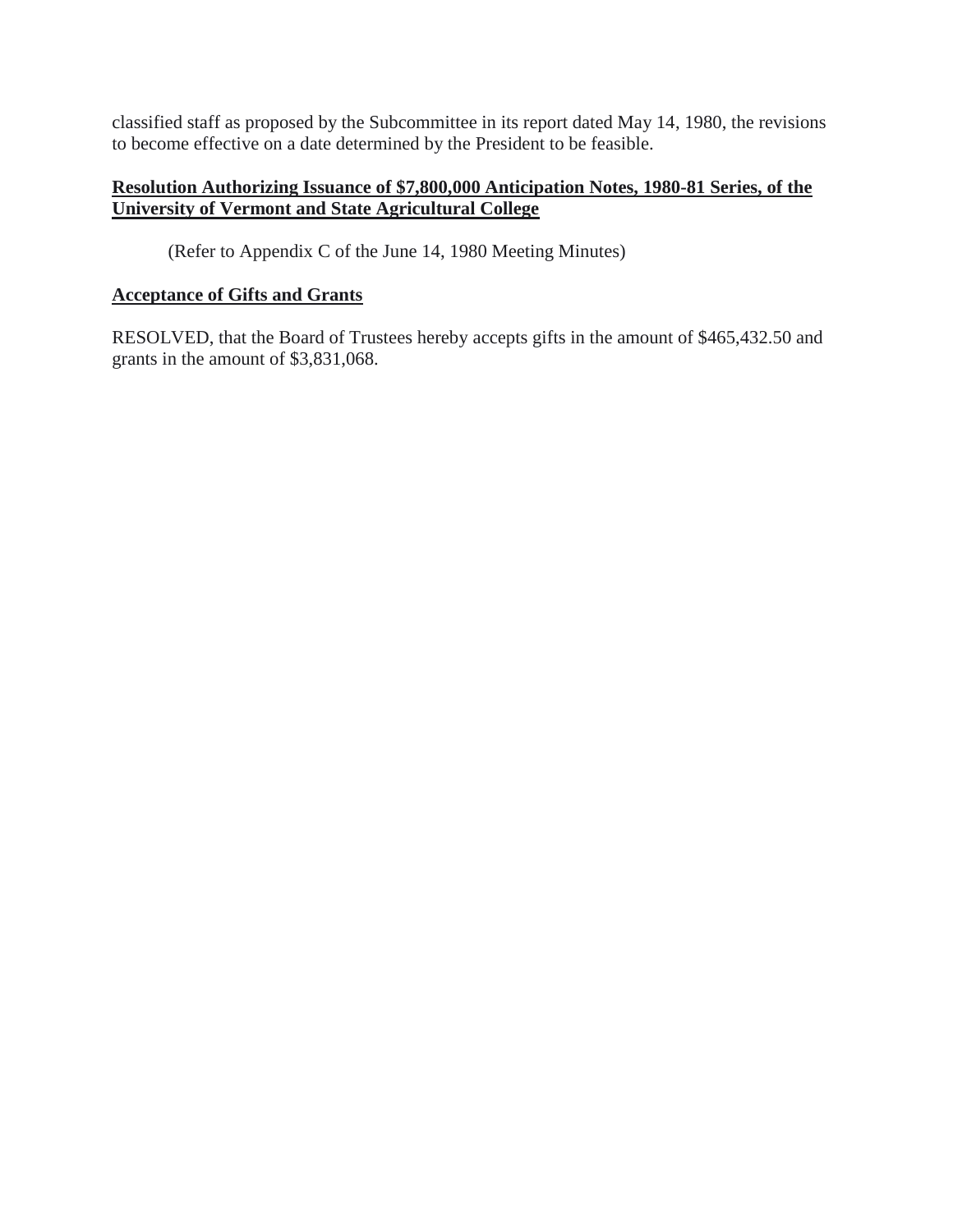classified staff as proposed by the Subcommittee in its report dated May 14, 1980, the revisions to become effective on a date determined by the President to be feasible.

**Resolution Authorizing Issuance of $7,800,000 Anticipation Notes, 1980-81 Series, of the University of Vermont and State Agricultural College**

(Refer to Appendix C of the June 14, 1980 Meeting Minutes)

**Acceptance of Gifts and Grants**

RESOLVED, that the Board of Trustees hereby accepts gifts in the amount of $465,432.50 and grants in the amount of $3,831,068.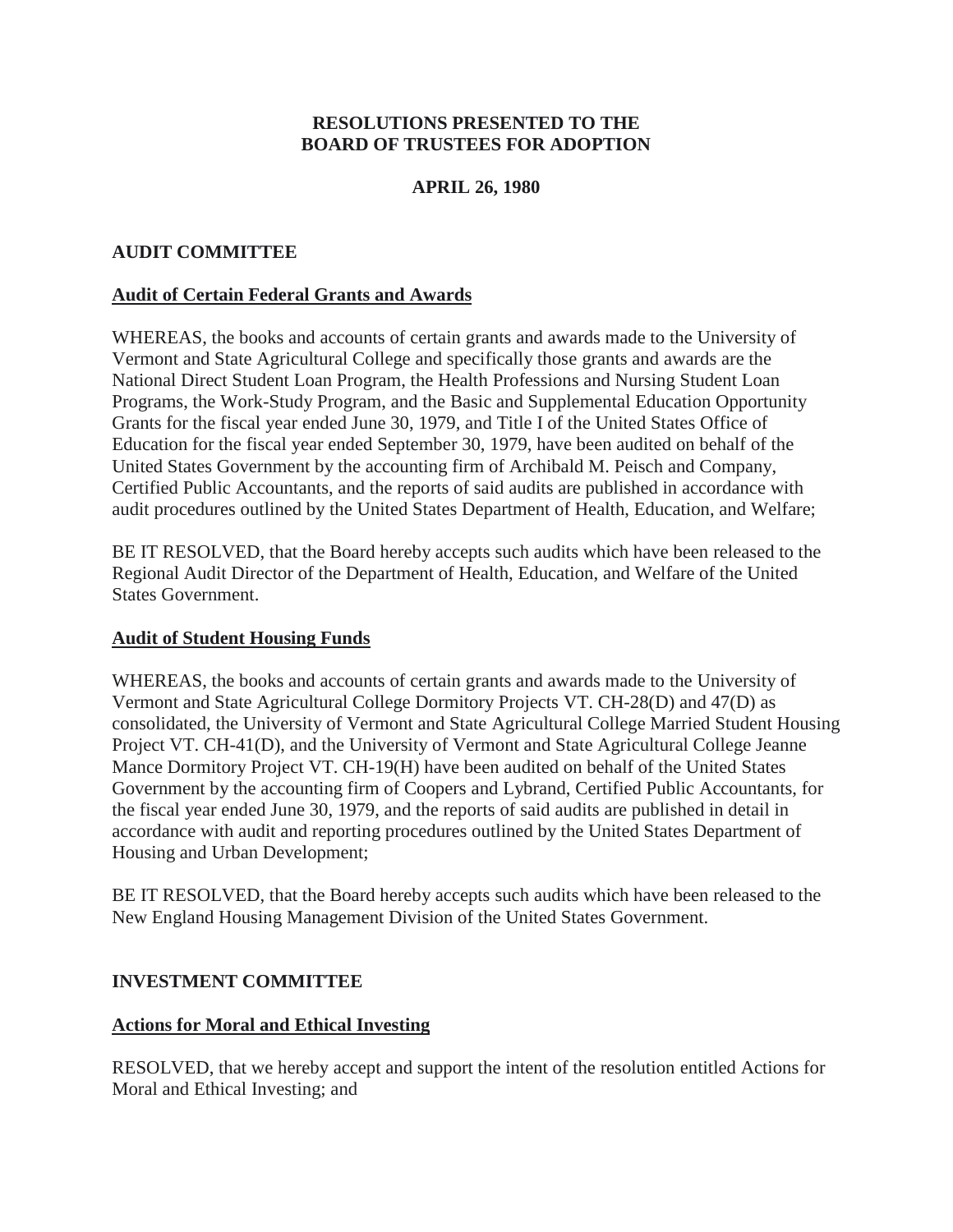**RESOLUTIONS PRESENTED TO THE BOARD OF TRUSTEES FOR ADOPTION**

**APRIL 26, 1980**

## AUDIT COMMITTEE

### Audit of Certain Federal Grants and Awards

WHEREAS, the books and accounts of certain grants and awards made to the University of Vermont and State Agricultural College and specifically those grants and awards are the National Direct Student Loan Program, the Health Professions and Nursing Student Loan Programs, the Work-Study Program, and the Basic and Supplemental Education Opportunity Grants for the fiscal year ended June 30, 1979, and Title I of the United States Office of Education for the fiscal year ended September 30, 1979, have been audited on behalf of the United States Government by the accounting firm of Archibald M. Peisch and Company, Certified Public Accountants, and the reports of said audits are published in accordance with audit procedures outlined by the United States Department of Health, Education, and Welfare;

BE IT RESOLVED, that the Board hereby accepts such audits which have been released to the Regional Audit Director of the Department of Health, Education, and Welfare of the United States Government.

### Audit of Student Housing Funds

WHEREAS, the books and accounts of certain grants and awards made to the University of Vermont and State Agricultural College Dormitory Projects VT. CH-28(D) and 47(D) as consolidated, the University of Vermont and State Agricultural College Married Student Housing Project VT. CH-41(D), and the University of Vermont and State Agricultural College Jeanne Mance Dormitory Project VT. CH-19(H) have been audited on behalf of the United States Government by the accounting firm of Coopers and Lybrand, Certified Public Accountants, for the fiscal year ended June 30, 1979, and the reports of said audits are published in detail in accordance with audit and reporting procedures outlined by the United States Department of Housing and Urban Development;

BE IT RESOLVED, that the Board hereby accepts such audits which have been released to the New England Housing Management Division of the United States Government.

## INVESTMENT COMMITTEE

### Actions for Moral and Ethical Investing

RESOLVED, that we hereby accept and support the intent of the resolution entitled Actions for Moral and Ethical Investing; and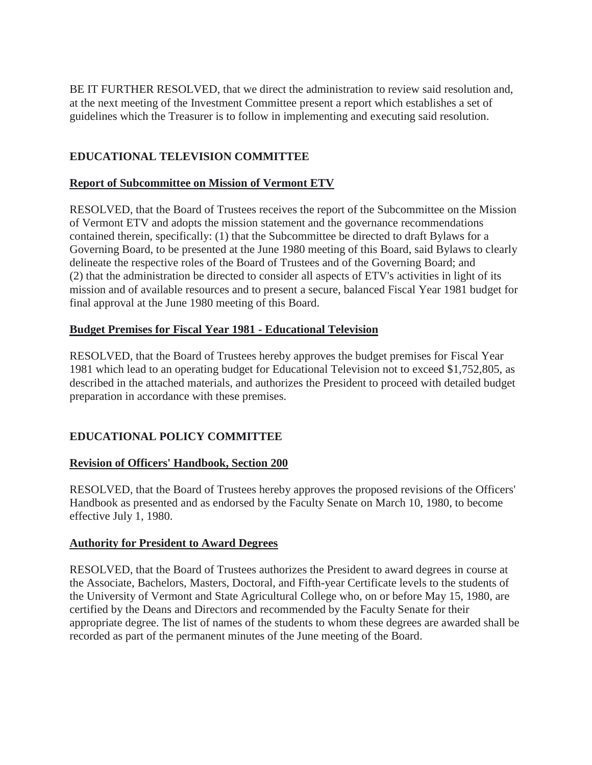BE IT FURTHER RESOLVED, that we direct the administration to review said resolution and, at the next meeting of the Investment Committee present a report which establishes a set of guidelines which the Treasurer is to follow in implementing and executing said resolution.

## EDUCATIONAL TELEVISION COMMITTEE

### Report of Subcommittee on Mission of Vermont ETV

RESOLVED, that the Board of Trustees receives the report of the Subcommittee on the Mission of Vermont ETV and adopts the mission statement and the governance recommendations contained therein, specifically: (1) that the Subcommittee be directed to draft Bylaws for a Governing Board, to be presented at the June 1980 meeting of this Board, said Bylaws to clearly delineate the respective roles of the Board of Trustees and of the Governing Board; and (2) that the administration be directed to consider all aspects of ETV's activities in light of its mission and of available resources and to present a secure, balanced Fiscal Year 1981 budget for final approval at the June 1980 meeting of this Board.

### Budget Premises for Fiscal Year 1981 - Educational Television

RESOLVED, that the Board of Trustees hereby approves the budget premises for Fiscal Year 1981 which lead to an operating budget for Educational Television not to exceed $1,752,805, as described in the attached materials, and authorizes the President to proceed with detailed budget preparation in accordance with these premises.

## EDUCATIONAL POLICY COMMITTEE

### Revision of Officers' Handbook, Section 200

RESOLVED, that the Board of Trustees hereby approves the proposed revisions of the Officers' Handbook as presented and as endorsed by the Faculty Senate on March 10, 1980, to become effective July 1, 1980.

### Authority for President to Award Degrees

RESOLVED, that the Board of Trustees authorizes the President to award degrees in course at the Associate, Bachelors, Masters, Doctoral, and Fifth-year Certificate levels to the students of the University of Vermont and State Agricultural College who, on or before May 15, 1980, are certified by the Deans and Directors and recommended by the Faculty Senate for their appropriate degree. The list of names of the students to whom these degrees are awarded shall be recorded as part of the permanent minutes of the June meeting of the Board.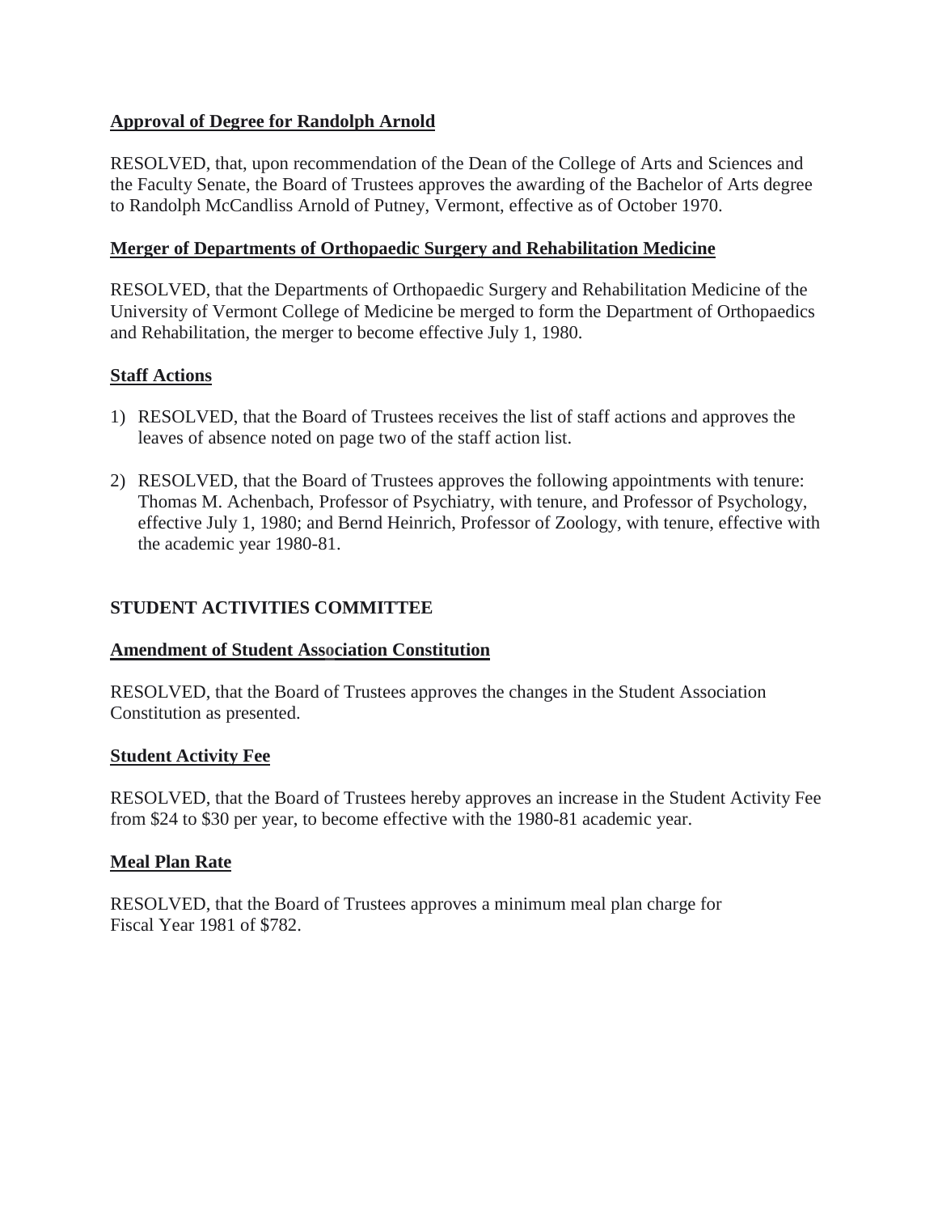**Approval of Degree for Randolph Arnold**

RESOLVED, that, upon recommendation of the Dean of the College of Arts and Sciences and the Faculty Senate, the Board of Trustees approves the awarding of the Bachelor of Arts degree to Randolph McCandliss Arnold of Putney, Vermont, effective as of October 1970.

**Merger of Departments of Orthopaedic Surgery and Rehabilitation Medicine**

RESOLVED, that the Departments of Orthopaedic Surgery and Rehabilitation Medicine of the University of Vermont College of Medicine be merged to form the Department of Orthopaedics and Rehabilitation, the merger to become effective July 1, 1980.

**Staff Actions**

1) RESOLVED, that the Board of Trustees receives the list of staff actions and approves the leaves of absence noted on page two of the staff action list.

2) RESOLVED, that the Board of Trustees approves the following appointments with tenure: Thomas M. Achenbach, Professor of Psychiatry, with tenure, and Professor of Psychology, effective July 1, 1980; and Bernd Heinrich, Professor of Zoology, with tenure, effective with the academic year 1980-81.

**STUDENT ACTIVITIES COMMITTEE**

**Amendment of Student Association Constitution**

RESOLVED, that the Board of Trustees approves the changes in the Student Association Constitution as presented.

**Student Activity Fee**

RESOLVED, that the Board of Trustees hereby approves an increase in the Student Activity Fee from $24 to $30 per year, to become effective with the 1980-81 academic year.

**Meal Plan Rate**

RESOLVED, that the Board of Trustees approves a minimum meal plan charge for Fiscal Year 1981 of $782.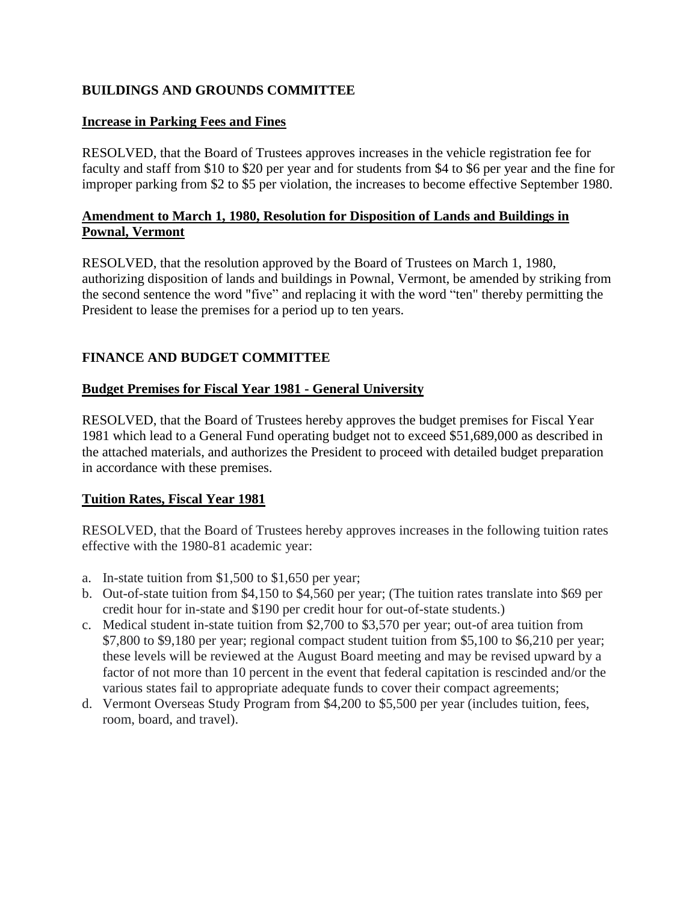## BUILDINGS AND GROUNDS COMMITTEE

**Increase in Parking Fees and Fines**

RESOLVED, that the Board of Trustees approves increases in the vehicle registration fee for faculty and staff from $10 to $20 per year and for students from $4 to $6 per year and the fine for improper parking from $2 to $5 per violation, the increases to become effective September 1980.

**Amendment to March 1, 1980, Resolution for Disposition of Lands and Buildings in Pownal, Vermont**

RESOLVED, that the resolution approved by the Board of Trustees on March 1, 1980, authorizing disposition of lands and buildings in Pownal, Vermont, be amended by striking from the second sentence the word "five" and replacing it with the word "ten" thereby permitting the President to lease the premises for a period up to ten years.

## FINANCE AND BUDGET COMMITTEE

**Budget Premises for Fiscal Year 1981 - General University**

RESOLVED, that the Board of Trustees hereby approves the budget premises for Fiscal Year 1981 which lead to a General Fund operating budget not to exceed $51,689,000 as described in the attached materials, and authorizes the President to proceed with detailed budget preparation in accordance with these premises.

**Tuition Rates, Fiscal Year 1981**

RESOLVED, that the Board of Trustees hereby approves increases in the following tuition rates effective with the 1980-81 academic year:

a. In-state tuition from $1,500 to $1,650 per year;
b. Out-of-state tuition from $4,150 to $4,560 per year; (The tuition rates translate into $69 per credit hour for in-state and $190 per credit hour for out-of-state students.)
c. Medical student in-state tuition from $2,700 to $3,570 per year; out-of area tuition from $7,800 to $9,180 per year; regional compact student tuition from $5,100 to $6,210 per year; these levels will be reviewed at the August Board meeting and may be revised upward by a factor of not more than 10 percent in the event that federal capitation is rescinded and/or the various states fail to appropriate adequate funds to cover their compact agreements;
d. Vermont Overseas Study Program from $4,200 to $5,500 per year (includes tuition, fees, room, board, and travel).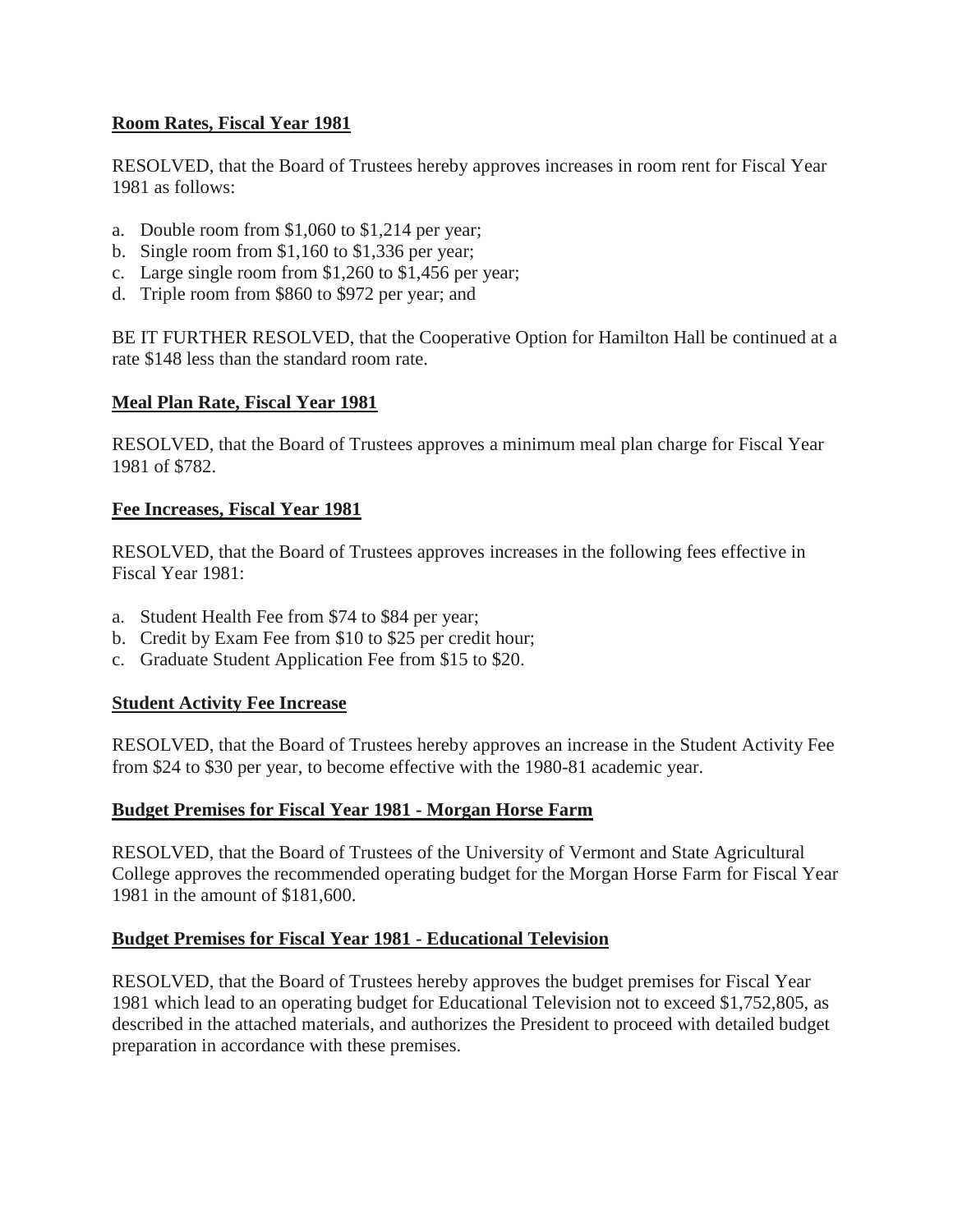**Room Rates, Fiscal Year 1981**

RESOLVED, that the Board of Trustees hereby approves increases in room rent for Fiscal Year 1981 as follows:

a. Double room from $1,060 to $1,214 per year;
b. Single room from $1,160 to $1,336 per year;
c. Large single room from $1,260 to $1,456 per year;
d. Triple room from $860 to $972 per year; and

BE IT FURTHER RESOLVED, that the Cooperative Option for Hamilton Hall be continued at a rate $148 less than the standard room rate.

**Meal Plan Rate, Fiscal Year 1981**

RESOLVED, that the Board of Trustees approves a minimum meal plan charge for Fiscal Year 1981 of $782.

**Fee Increases, Fiscal Year 1981**

RESOLVED, that the Board of Trustees approves increases in the following fees effective in Fiscal Year 1981:

a. Student Health Fee from $74 to $84 per year;
b. Credit by Exam Fee from $10 to $25 per credit hour;
c. Graduate Student Application Fee from $15 to $20.

**Student Activity Fee Increase**

RESOLVED, that the Board of Trustees hereby approves an increase in the Student Activity Fee from $24 to $30 per year, to become effective with the 1980-81 academic year.

**Budget Premises for Fiscal Year 1981 - Morgan Horse Farm**

RESOLVED, that the Board of Trustees of the University of Vermont and State Agricultural College approves the recommended operating budget for the Morgan Horse Farm for Fiscal Year 1981 in the amount of $181,600.

**Budget Premises for Fiscal Year 1981 - Educational Television**

RESOLVED, that the Board of Trustees hereby approves the budget premises for Fiscal Year 1981 which lead to an operating budget for Educational Television not to exceed $1,752,805, as described in the attached materials, and authorizes the President to proceed with detailed budget preparation in accordance with these premises.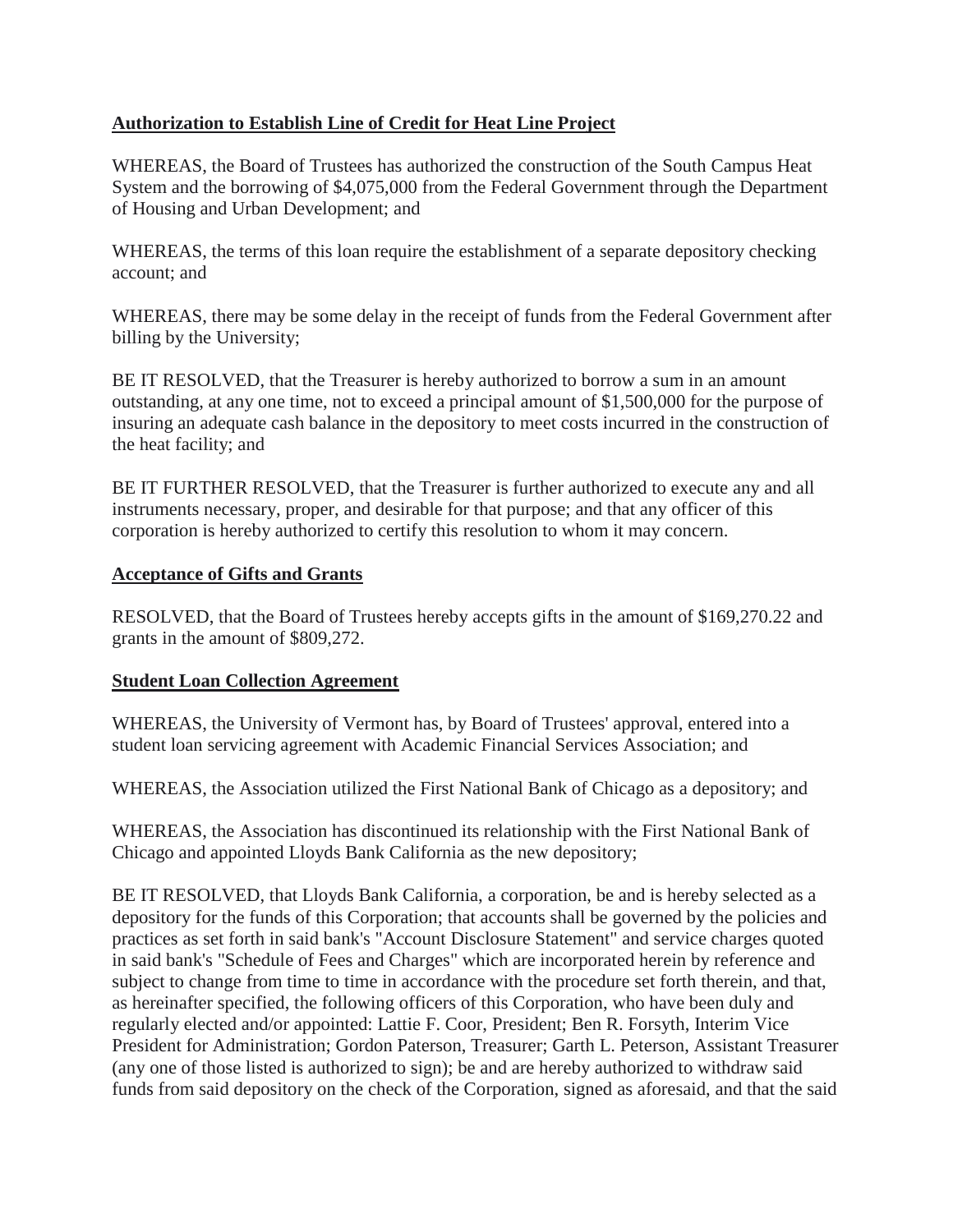**Authorization to Establish Line of Credit for Heat Line Project**

WHEREAS, the Board of Trustees has authorized the construction of the South Campus Heat System and the borrowing of $4,075,000 from the Federal Government through the Department of Housing and Urban Development; and

WHEREAS, the terms of this loan require the establishment of a separate depository checking account; and

WHEREAS, there may be some delay in the receipt of funds from the Federal Government after billing by the University;

BE IT RESOLVED, that the Treasurer is hereby authorized to borrow a sum in an amount outstanding, at any one time, not to exceed a principal amount of $1,500,000 for the purpose of insuring an adequate cash balance in the depository to meet costs incurred in the construction of the heat facility; and

BE IT FURTHER RESOLVED, that the Treasurer is further authorized to execute any and all instruments necessary, proper, and desirable for that purpose; and that any officer of this corporation is hereby authorized to certify this resolution to whom it may concern.

**Acceptance of Gifts and Grants**

RESOLVED, that the Board of Trustees hereby accepts gifts in the amount of $169,270.22 and grants in the amount of $809,272.

**Student Loan Collection Agreement**

WHEREAS, the University of Vermont has, by Board of Trustees' approval, entered into a student loan servicing agreement with Academic Financial Services Association; and

WHEREAS, the Association utilized the First National Bank of Chicago as a depository; and

WHEREAS, the Association has discontinued its relationship with the First National Bank of Chicago and appointed Lloyds Bank California as the new depository;

BE IT RESOLVED, that Lloyds Bank California, a corporation, be and is hereby selected as a depository for the funds of this Corporation; that accounts shall be governed by the policies and practices as set forth in said bank's "Account Disclosure Statement" and service charges quoted in said bank's "Schedule of Fees and Charges" which are incorporated herein by reference and subject to change from time to time in accordance with the procedure set forth therein, and that, as hereinafter specified, the following officers of this Corporation, who have been duly and regularly elected and/or appointed: Lattie F. Coor, President; Ben R. Forsyth, Interim Vice President for Administration; Gordon Paterson, Treasurer; Garth L. Peterson, Assistant Treasurer (any one of those listed is authorized to sign); be and are hereby authorized to withdraw said funds from said depository on the check of the Corporation, signed as aforesaid, and that the said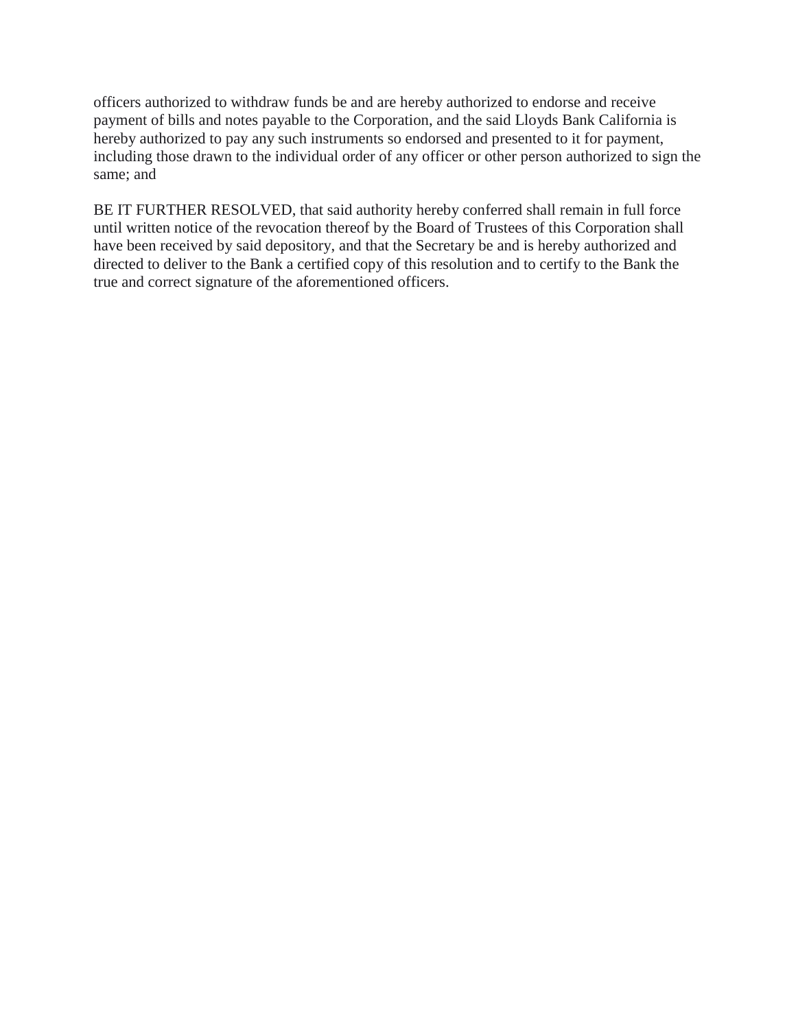officers authorized to withdraw funds be and are hereby authorized to endorse and receive payment of bills and notes payable to the Corporation, and the said Lloyds Bank California is hereby authorized to pay any such instruments so endorsed and presented to it for payment, including those drawn to the individual order of any officer or other person authorized to sign the same; and

BE IT FURTHER RESOLVED, that said authority hereby conferred shall remain in full force until written notice of the revocation thereof by the Board of Trustees of this Corporation shall have been received by said depository, and that the Secretary be and is hereby authorized and directed to deliver to the Bank a certified copy of this resolution and to certify to the Bank the true and correct signature of the aforementioned officers.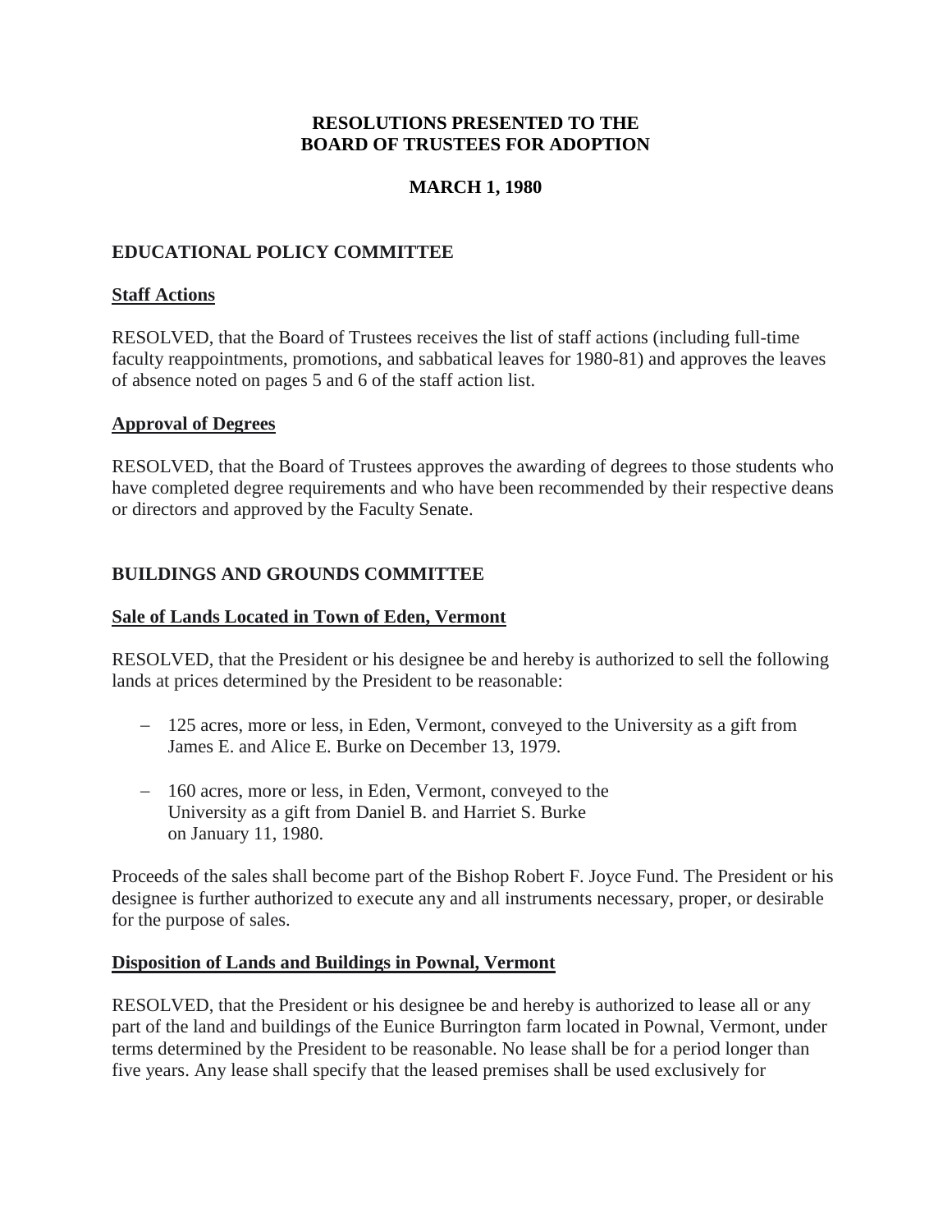**RESOLUTIONS PRESENTED TO THE BOARD OF TRUSTEES FOR ADOPTION**

**MARCH 1, 1980**

## EDUCATIONAL POLICY COMMITTEE

### Staff Actions

RESOLVED, that the Board of Trustees receives the list of staff actions (including full-time faculty reappointments, promotions, and sabbatical leaves for 1980-81) and approves the leaves of absence noted on pages 5 and 6 of the staff action list.

### Approval of Degrees

RESOLVED, that the Board of Trustees approves the awarding of degrees to those students who have completed degree requirements and who have been recommended by their respective deans or directors and approved by the Faculty Senate.

## BUILDINGS AND GROUNDS COMMITTEE

### Sale of Lands Located in Town of Eden, Vermont

RESOLVED, that the President or his designee be and hereby is authorized to sell the following lands at prices determined by the President to be reasonable:

- 125 acres, more or less, in Eden, Vermont, conveyed to the University as a gift from James E. and Alice E. Burke on December 13, 1979.
- 160 acres, more or less, in Eden, Vermont, conveyed to the University as a gift from Daniel B. and Harriet S. Burke on January 11, 1980.

Proceeds of the sales shall become part of the Bishop Robert F. Joyce Fund. The President or his designee is further authorized to execute any and all instruments necessary, proper, or desirable for the purpose of sales.

### Disposition of Lands and Buildings in Pownal, Vermont

RESOLVED, that the President or his designee be and hereby is authorized to lease all or any part of the land and buildings of the Eunice Burrington farm located in Pownal, Vermont, under terms determined by the President to be reasonable. No lease shall be for a period longer than five years. Any lease shall specify that the leased premises shall be used exclusively for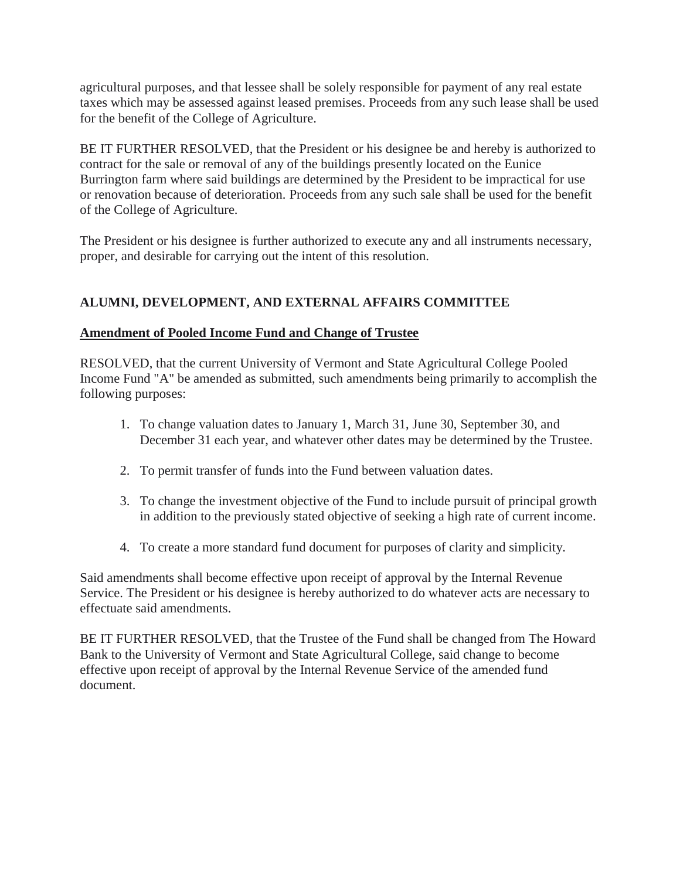agricultural purposes, and that lessee shall be solely responsible for payment of any real estate taxes which may be assessed against leased premises. Proceeds from any such lease shall be used for the benefit of the College of Agriculture.

BE IT FURTHER RESOLVED, that the President or his designee be and hereby is authorized to contract for the sale or removal of any of the buildings presently located on the Eunice Burrington farm where said buildings are determined by the President to be impractical for use or renovation because of deterioration. Proceeds from any such sale shall be used for the benefit of the College of Agriculture.

The President or his designee is further authorized to execute any and all instruments necessary, proper, and desirable for carrying out the intent of this resolution.

## ALUMNI, DEVELOPMENT, AND EXTERNAL AFFAIRS COMMITTEE

### Amendment of Pooled Income Fund and Change of Trustee

RESOLVED, that the current University of Vermont and State Agricultural College Pooled Income Fund "A" be amended as submitted, such amendments being primarily to accomplish the following purposes:

1. To change valuation dates to January 1, March 31, June 30, September 30, and December 31 each year, and whatever other dates may be determined by the Trustee.

2. To permit transfer of funds into the Fund between valuation dates.

3. To change the investment objective of the Fund to include pursuit of principal growth in addition to the previously stated objective of seeking a high rate of current income.

4. To create a more standard fund document for purposes of clarity and simplicity.

Said amendments shall become effective upon receipt of approval by the Internal Revenue Service. The President or his designee is hereby authorized to do whatever acts are necessary to effectuate said amendments.

BE IT FURTHER RESOLVED, that the Trustee of the Fund shall be changed from The Howard Bank to the University of Vermont and State Agricultural College, said change to become effective upon receipt of approval by the Internal Revenue Service of the amended fund document.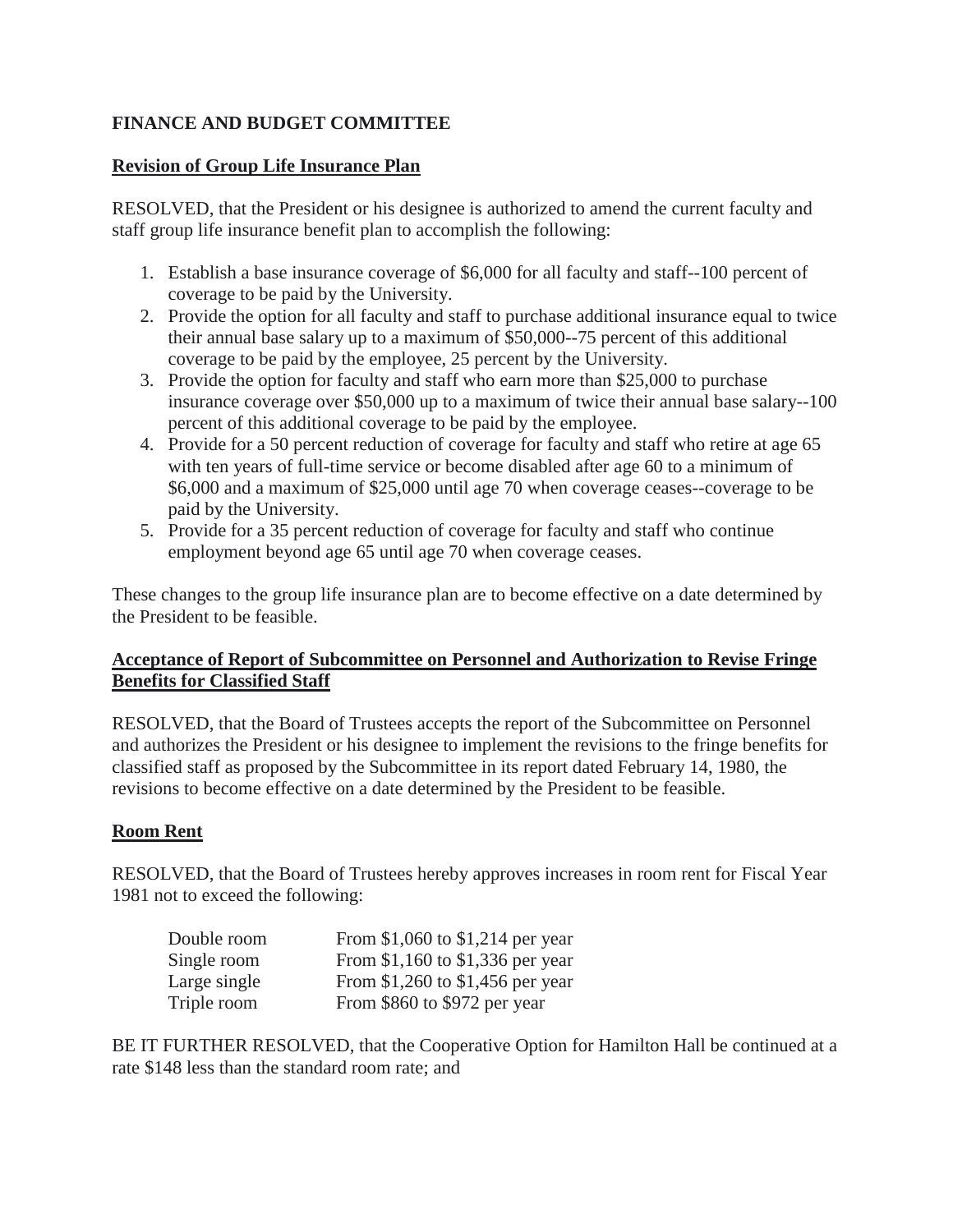**FINANCE AND BUDGET COMMITTEE**

**Revision of Group Life Insurance Plan**

RESOLVED, that the President or his designee is authorized to amend the current faculty and staff group life insurance benefit plan to accomplish the following:

1. Establish a base insurance coverage of $6,000 for all faculty and staff--100 percent of coverage to be paid by the University.
2. Provide the option for all faculty and staff to purchase additional insurance equal to twice their annual base salary up to a maximum of $50,000--75 percent of this additional coverage to be paid by the employee, 25 percent by the University.
3. Provide the option for faculty and staff who earn more than $25,000 to purchase insurance coverage over $50,000 up to a maximum of twice their annual base salary--100 percent of this additional coverage to be paid by the employee.
4. Provide for a 50 percent reduction of coverage for faculty and staff who retire at age 65 with ten years of full-time service or become disabled after age 60 to a minimum of $6,000 and a maximum of $25,000 until age 70 when coverage ceases--coverage to be paid by the University.
5. Provide for a 35 percent reduction of coverage for faculty and staff who continue employment beyond age 65 until age 70 when coverage ceases.

These changes to the group life insurance plan are to become effective on a date determined by the President to be feasible.

**Acceptance of Report of Subcommittee on Personnel and Authorization to Revise Fringe Benefits for Classified Staff**

RESOLVED, that the Board of Trustees accepts the report of the Subcommittee on Personnel and authorizes the President or his designee to implement the revisions to the fringe benefits for classified staff as proposed by the Subcommittee in its report dated February 14, 1980, the revisions to become effective on a date determined by the President to be feasible.

**Room Rent**

RESOLVED, that the Board of Trustees hereby approves increases in room rent for Fiscal Year 1981 not to exceed the following:

| | |
|---|---|
| Double room | From $1,060 to $1,214 per year |
| Single room | From $1,160 to $1,336 per year |
| Large single | From $1,260 to $1,456 per year |
| Triple room | From $860 to $972 per year |

BE IT FURTHER RESOLVED, that the Cooperative Option for Hamilton Hall be continued at a rate $148 less than the standard room rate; and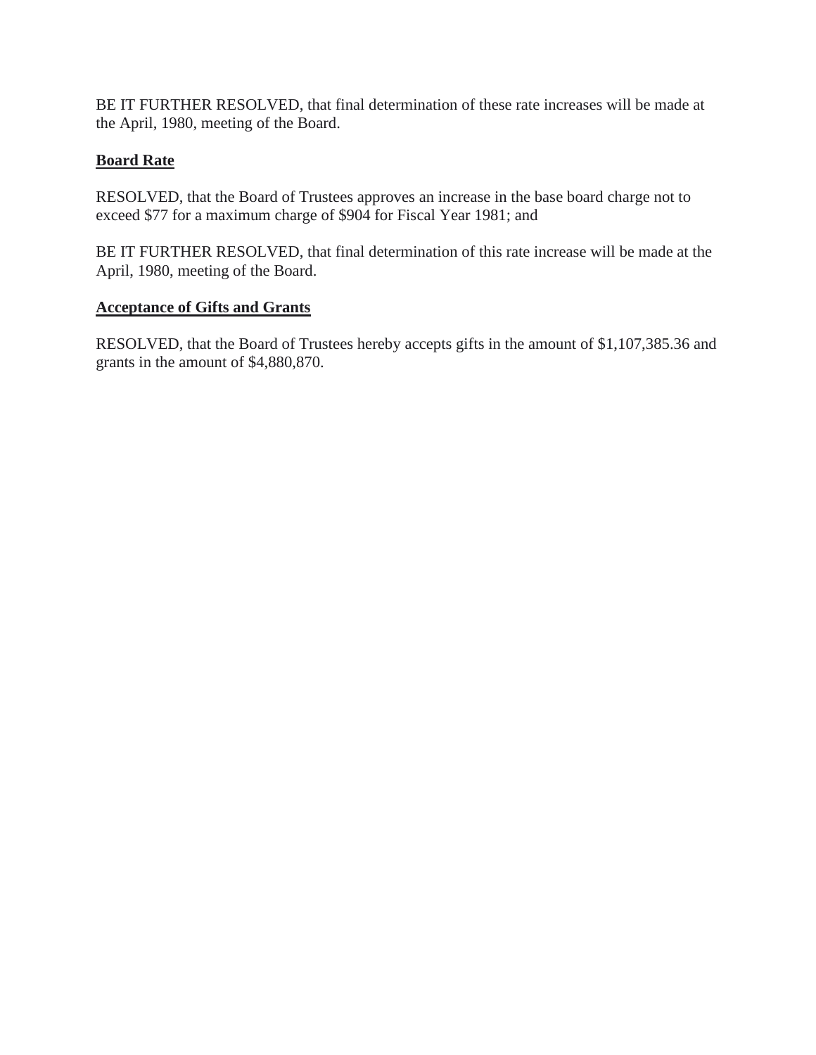BE IT FURTHER RESOLVED, that final determination of these rate increases will be made at the April, 1980, meeting of the Board.

**Board Rate**

RESOLVED, that the Board of Trustees approves an increase in the base board charge not to exceed $77 for a maximum charge of $904 for Fiscal Year 1981; and

BE IT FURTHER RESOLVED, that final determination of this rate increase will be made at the April, 1980, meeting of the Board.

**Acceptance of Gifts and Grants**

RESOLVED, that the Board of Trustees hereby accepts gifts in the amount of $1,107,385.36 and grants in the amount of $4,880,870.